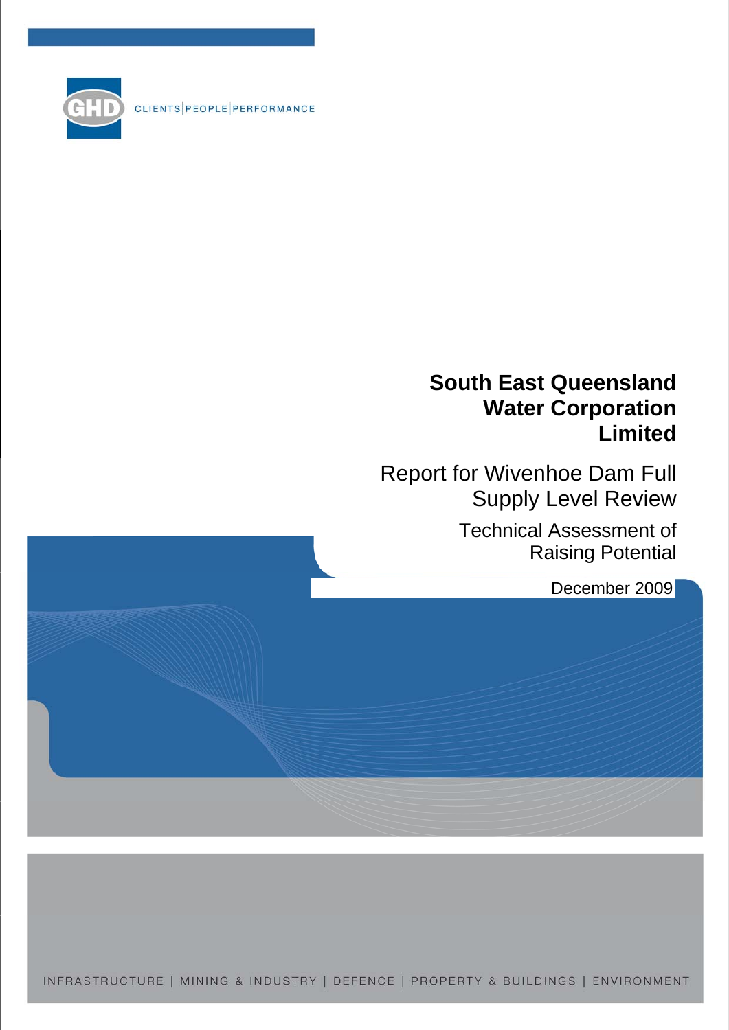CLIENTS | PEOPLE | PERFORMANCE

# South East Queensland Water Corporation Limited

## Report for Wivenhoe Dam Full Supply Level Review

### Technical Assessment of Raising Potential

December 2009

INFRASTRUCTURE | MINING & INDUSTRY | DEFENCE | PROPERTY & BUILDINGS | ENVIRONMENT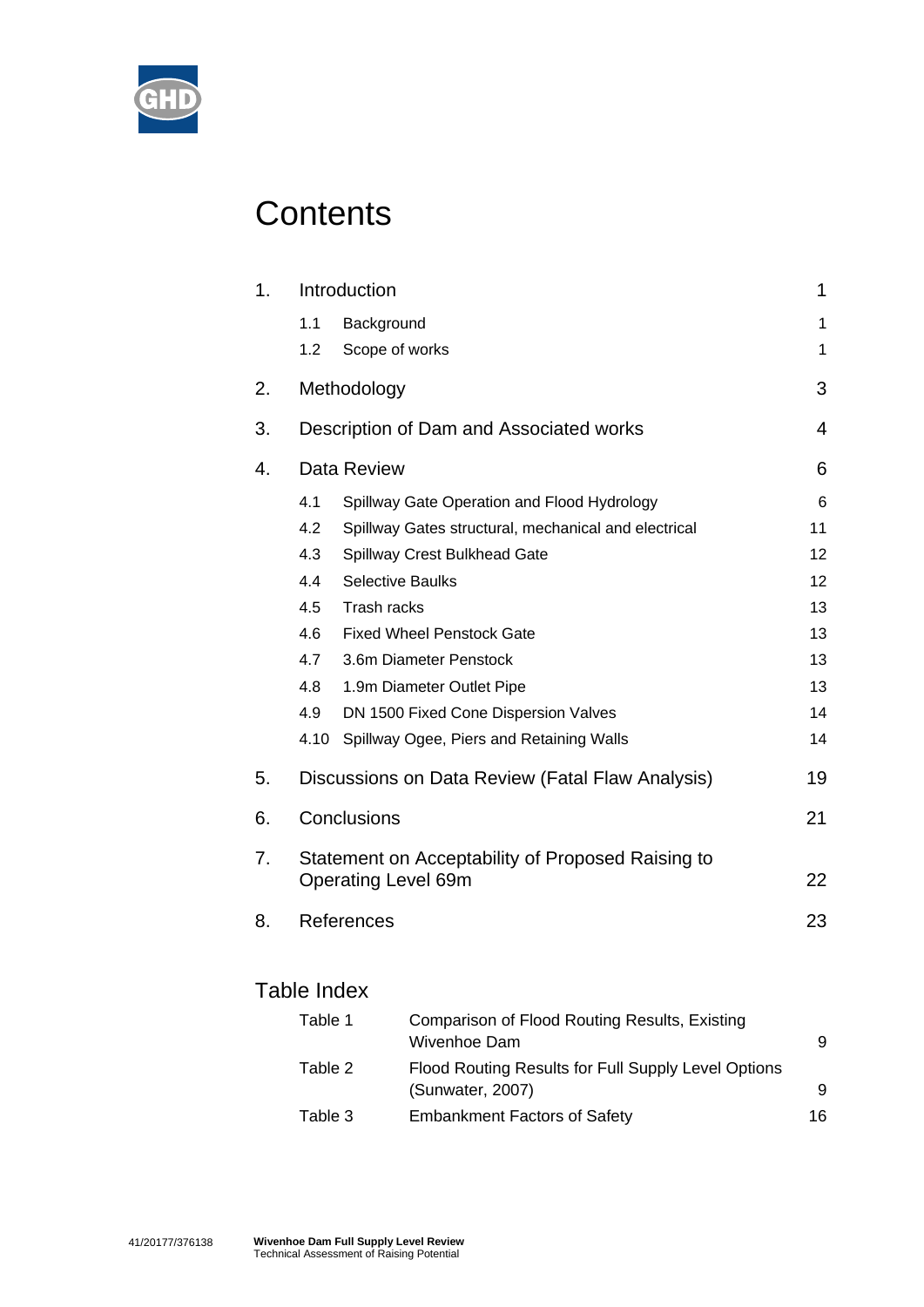# Contents

| | | |
|---|---|---|
| 1. | Introduction | 1 |
| | 1.1 Background | 1 |
| | 1.2 Scope of works | 1 |
| 2. | Methodology | 3 |
| 3. | Description of Dam and Associated works | 4 |
| 4. | Data Review | 6 |
| | 4.1 Spillway Gate Operation and Flood Hydrology | 6 |
| | 4.2 Spillway Gates structural, mechanical and electrical | 11 |
| | 4.3 Spillway Crest Bulkhead Gate | 12 |
| | 4.4 Selective Baulks | 12 |
| | 4.5 Trash racks | 13 |
| | 4.6 Fixed Wheel Penstock Gate | 13 |
| | 4.7 3.6m Diameter Penstock | 13 |
| | 4.8 1.9m Diameter Outlet Pipe | 13 |
| | 4.9 DN 1500 Fixed Cone Dispersion Valves | 14 |
| | 4.10 Spillway Ogee, Piers and Retaining Walls | 14 |
| 5. | Discussions on Data Review (Fatal Flaw Analysis) | 19 |
| 6. | Conclusions | 21 |
| 7. | Statement on Acceptability of Proposed Raising to Operating Level 69m | 22 |
| 8. | References | 23 |

## Table Index

| | | |
|---|---|---|
| Table 1 | Comparison of Flood Routing Results, Existing Wivenhoe Dam | 9 |
| Table 2 | Flood Routing Results for Full Supply Level Options (Sunwater, 2007) | 9 |
| Table 3 | Embankment Factors of Safety | 16 |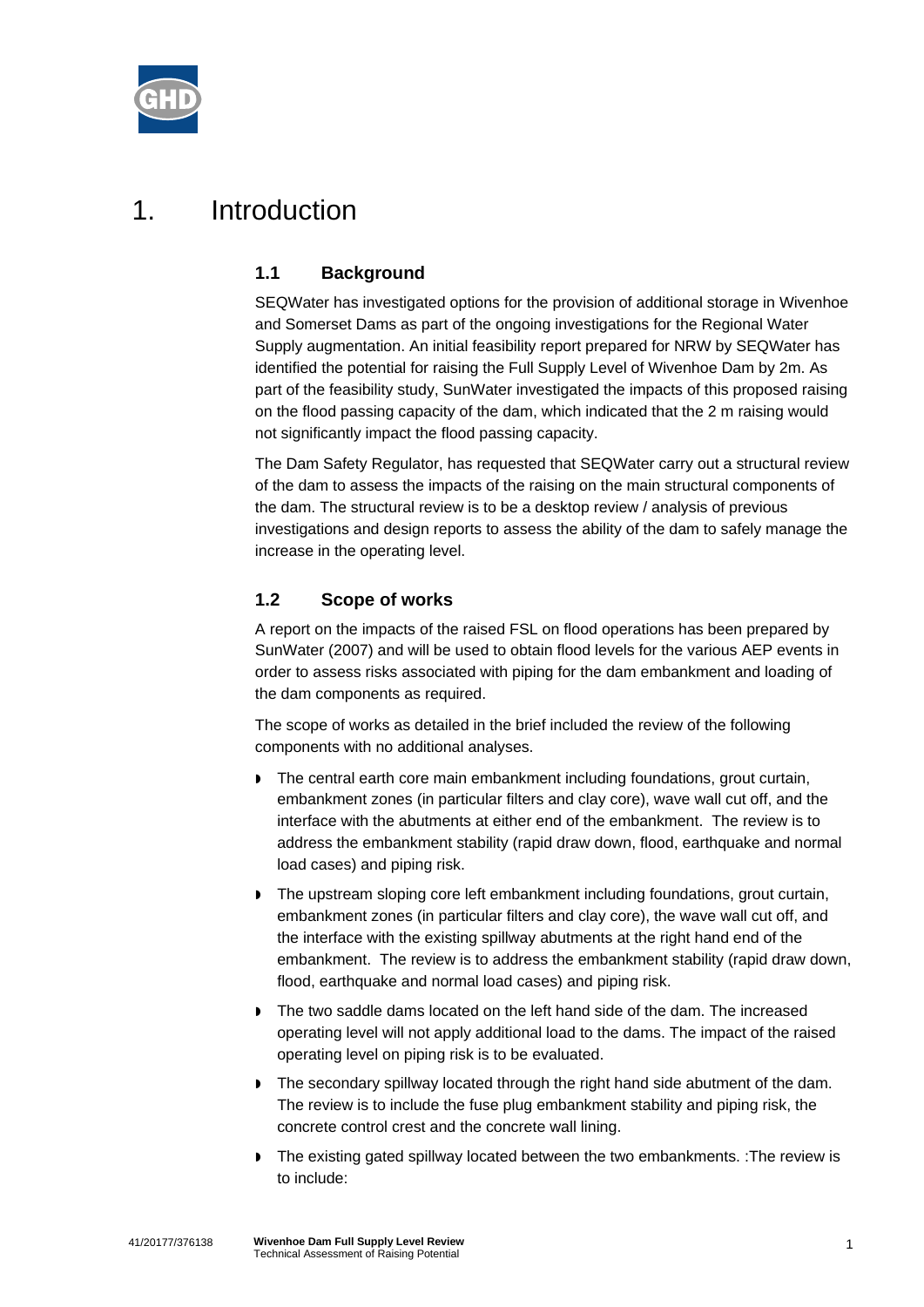# 1. Introduction

## 1.1 Background

SEQWater has investigated options for the provision of additional storage in Wivenhoe and Somerset Dams as part of the ongoing investigations for the Regional Water Supply augmentation. An initial feasibility report prepared for NRW by SEQWater has identified the potential for raising the Full Supply Level of Wivenhoe Dam by 2m. As part of the feasibility study, SunWater investigated the impacts of this proposed raising on the flood passing capacity of the dam, which indicated that the 2 m raising would not significantly impact the flood passing capacity.

The Dam Safety Regulator, has requested that SEQWater carry out a structural review of the dam to assess the impacts of the raising on the main structural components of the dam. The structural review is to be a desktop review / analysis of previous investigations and design reports to assess the ability of the dam to safely manage the increase in the operating level.

## 1.2 Scope of works

A report on the impacts of the raised FSL on flood operations has been prepared by SunWater (2007) and will be used to obtain flood levels for the various AEP events in order to assess risks associated with piping for the dam embankment and loading of the dam components as required.

The scope of works as detailed in the brief included the review of the following components with no additional analyses.

- The central earth core main embankment including foundations, grout curtain, embankment zones (in particular filters and clay core), wave wall cut off, and the interface with the abutments at either end of the embankment. The review is to address the embankment stability (rapid draw down, flood, earthquake and normal load cases) and piping risk.
- The upstream sloping core left embankment including foundations, grout curtain, embankment zones (in particular filters and clay core), the wave wall cut off, and the interface with the existing spillway abutments at the right hand end of the embankment. The review is to address the embankment stability (rapid draw down, flood, earthquake and normal load cases) and piping risk.
- The two saddle dams located on the left hand side of the dam. The increased operating level will not apply additional load to the dams. The impact of the raised operating level on piping risk is to be evaluated.
- The secondary spillway located through the right hand side abutment of the dam. The review is to include the fuse plug embankment stability and piping risk, the concrete control crest and the concrete wall lining.
- The existing gated spillway located between the two embankments. :The review is to include: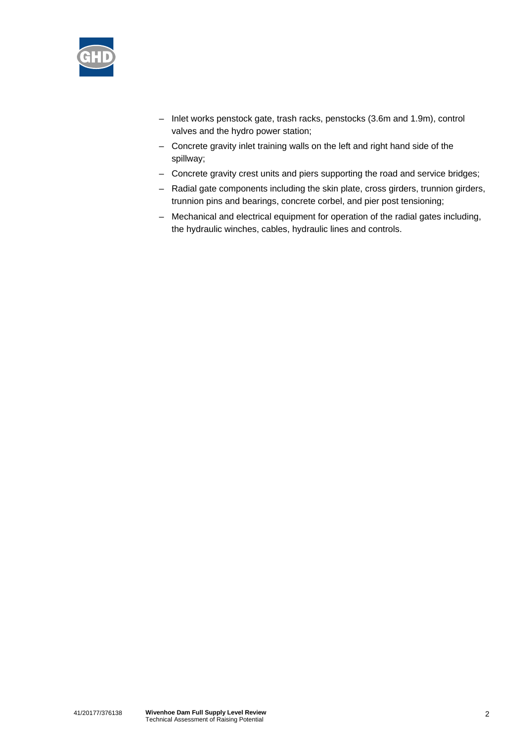- Inlet works penstock gate, trash racks, penstocks (3.6m and 1.9m), control valves and the hydro power station;
- Concrete gravity inlet training walls on the left and right hand side of the spillway;
- Concrete gravity crest units and piers supporting the road and service bridges;
- Radial gate components including the skin plate, cross girders, trunnion girders, trunnion pins and bearings, concrete corbel, and pier post tensioning;
- Mechanical and electrical equipment for operation of the radial gates including, the hydraulic winches, cables, hydraulic lines and controls.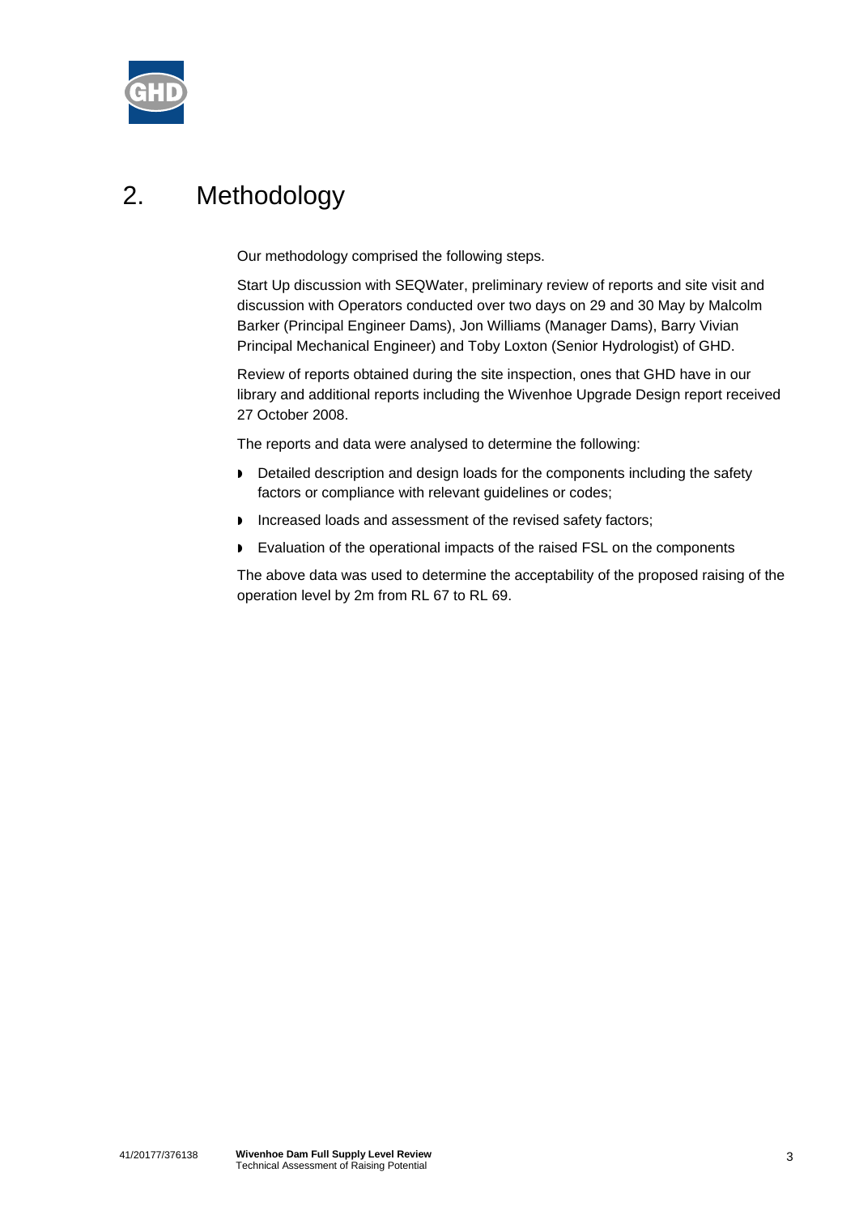# 2. Methodology

Our methodology comprised the following steps.

Start Up discussion with SEQWater, preliminary review of reports and site visit and discussion with Operators conducted over two days on 29 and 30 May by Malcolm Barker (Principal Engineer Dams), Jon Williams (Manager Dams), Barry Vivian Principal Mechanical Engineer) and Toby Loxton (Senior Hydrologist) of GHD.

Review of reports obtained during the site inspection, ones that GHD have in our library and additional reports including the Wivenhoe Upgrade Design report received 27 October 2008.

The reports and data were analysed to determine the following:

- Detailed description and design loads for the components including the safety factors or compliance with relevant guidelines or codes;
- Increased loads and assessment of the revised safety factors;
- Evaluation of the operational impacts of the raised FSL on the components

The above data was used to determine the acceptability of the proposed raising of the operation level by 2m from RL 67 to RL 69.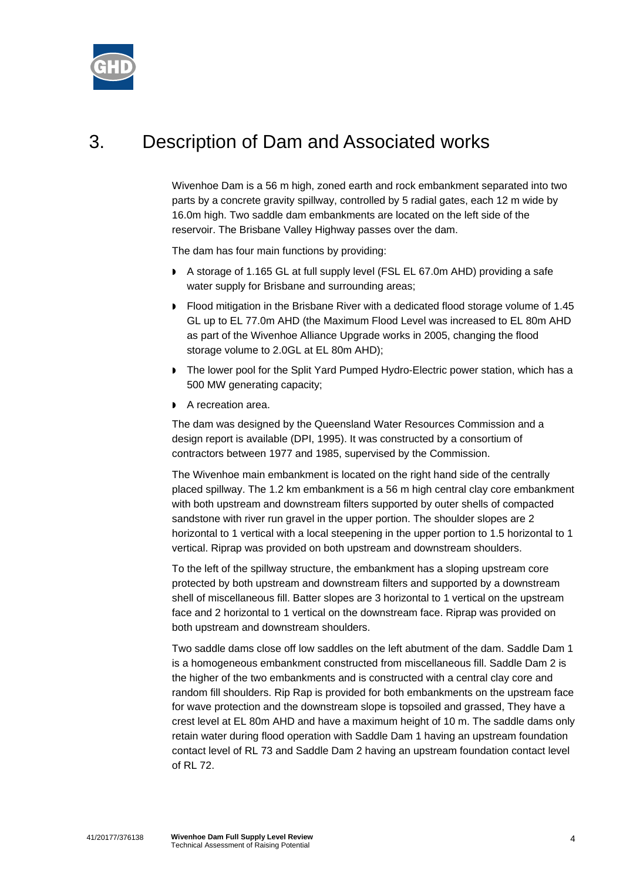# 3. Description of Dam and Associated works

Wivenhoe Dam is a 56 m high, zoned earth and rock embankment separated into two parts by a concrete gravity spillway, controlled by 5 radial gates, each 12 m wide by 16.0m high. Two saddle dam embankments are located on the left side of the reservoir. The Brisbane Valley Highway passes over the dam.

The dam has four main functions by providing:

- A storage of 1.165 GL at full supply level (FSL EL 67.0m AHD) providing a safe water supply for Brisbane and surrounding areas;
- Flood mitigation in the Brisbane River with a dedicated flood storage volume of 1.45 GL up to EL 77.0m AHD (the Maximum Flood Level was increased to EL 80m AHD as part of the Wivenhoe Alliance Upgrade works in 2005, changing the flood storage volume to 2.0GL at EL 80m AHD);
- The lower pool for the Split Yard Pumped Hydro-Electric power station, which has a 500 MW generating capacity;
- A recreation area.

The dam was designed by the Queensland Water Resources Commission and a design report is available (DPI, 1995). It was constructed by a consortium of contractors between 1977 and 1985, supervised by the Commission.

The Wivenhoe main embankment is located on the right hand side of the centrally placed spillway. The 1.2 km embankment is a 56 m high central clay core embankment with both upstream and downstream filters supported by outer shells of compacted sandstone with river run gravel in the upper portion. The shoulder slopes are 2 horizontal to 1 vertical with a local steepening in the upper portion to 1.5 horizontal to 1 vertical. Riprap was provided on both upstream and downstream shoulders.

To the left of the spillway structure, the embankment has a sloping upstream core protected by both upstream and downstream filters and supported by a downstream shell of miscellaneous fill. Batter slopes are 3 horizontal to 1 vertical on the upstream face and 2 horizontal to 1 vertical on the downstream face. Riprap was provided on both upstream and downstream shoulders.

Two saddle dams close off low saddles on the left abutment of the dam. Saddle Dam 1 is a homogeneous embankment constructed from miscellaneous fill. Saddle Dam 2 is the higher of the two embankments and is constructed with a central clay core and random fill shoulders. Rip Rap is provided for both embankments on the upstream face for wave protection and the downstream slope is topsoiled and grassed, They have a crest level at EL 80m AHD and have a maximum height of 10 m. The saddle dams only retain water during flood operation with Saddle Dam 1 having an upstream foundation contact level of RL 73 and Saddle Dam 2 having an upstream foundation contact level of RL 72.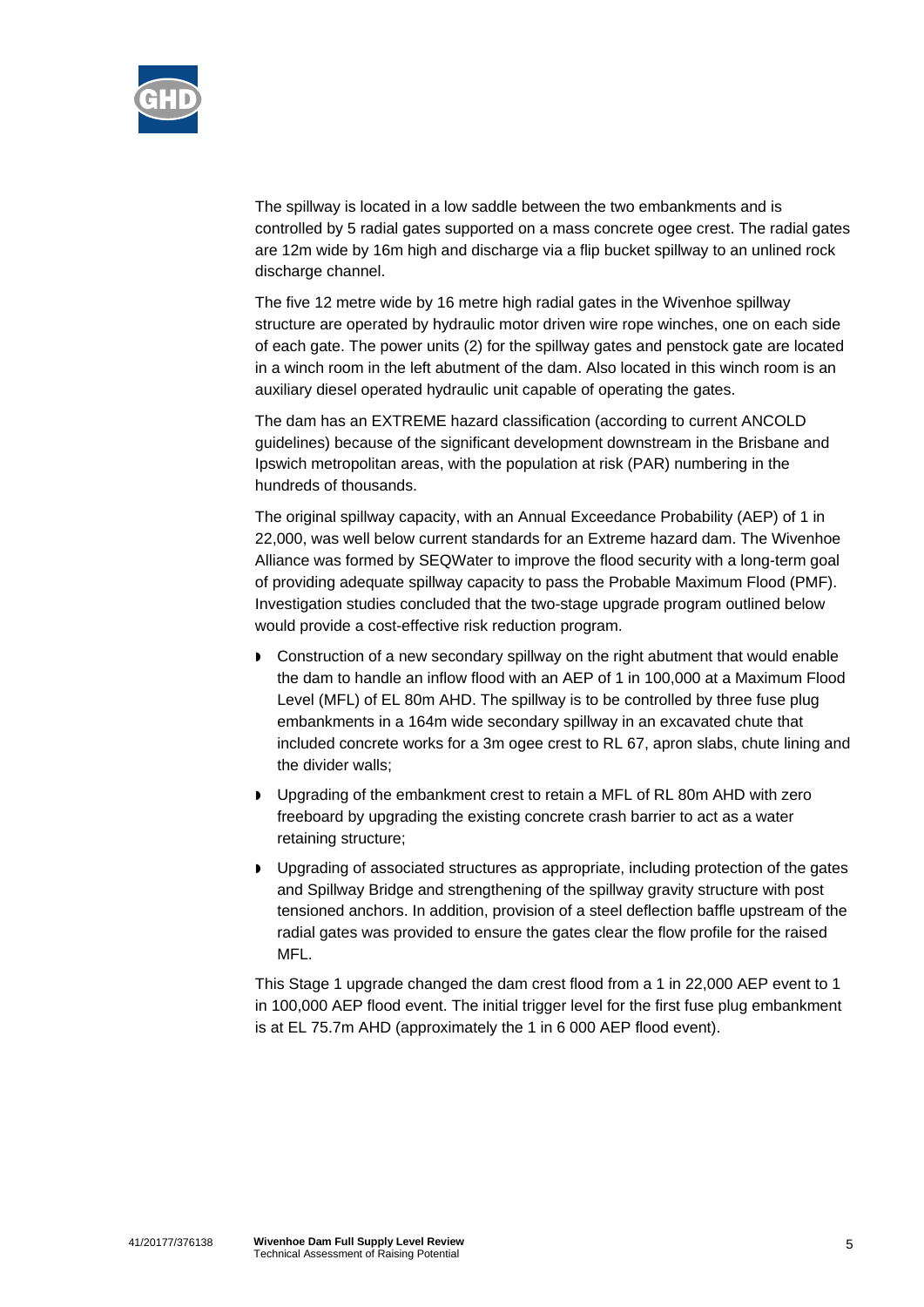The spillway is located in a low saddle between the two embankments and is controlled by 5 radial gates supported on a mass concrete ogee crest. The radial gates are 12m wide by 16m high and discharge via a flip bucket spillway to an unlined rock discharge channel.

The five 12 metre wide by 16 metre high radial gates in the Wivenhoe spillway structure are operated by hydraulic motor driven wire rope winches, one on each side of each gate. The power units (2) for the spillway gates and penstock gate are located in a winch room in the left abutment of the dam. Also located in this winch room is an auxiliary diesel operated hydraulic unit capable of operating the gates.

The dam has an EXTREME hazard classification (according to current ANCOLD guidelines) because of the significant development downstream in the Brisbane and Ipswich metropolitan areas, with the population at risk (PAR) numbering in the hundreds of thousands.

The original spillway capacity, with an Annual Exceedance Probability (AEP) of 1 in 22,000, was well below current standards for an Extreme hazard dam. The Wivenhoe Alliance was formed by SEQWater to improve the flood security with a long-term goal of providing adequate spillway capacity to pass the Probable Maximum Flood (PMF). Investigation studies concluded that the two-stage upgrade program outlined below would provide a cost-effective risk reduction program.

- Construction of a new secondary spillway on the right abutment that would enable the dam to handle an inflow flood with an AEP of 1 in 100,000 at a Maximum Flood Level (MFL) of EL 80m AHD. The spillway is to be controlled by three fuse plug embankments in a 164m wide secondary spillway in an excavated chute that included concrete works for a 3m ogee crest to RL 67, apron slabs, chute lining and the divider walls;
- Upgrading of the embankment crest to retain a MFL of RL 80m AHD with zero freeboard by upgrading the existing concrete crash barrier to act as a water retaining structure;
- Upgrading of associated structures as appropriate, including protection of the gates and Spillway Bridge and strengthening of the spillway gravity structure with post tensioned anchors. In addition, provision of a steel deflection baffle upstream of the radial gates was provided to ensure the gates clear the flow profile for the raised MFL.

This Stage 1 upgrade changed the dam crest flood from a 1 in 22,000 AEP event to 1 in 100,000 AEP flood event. The initial trigger level for the first fuse plug embankment is at EL 75.7m AHD (approximately the 1 in 6 000 AEP flood event).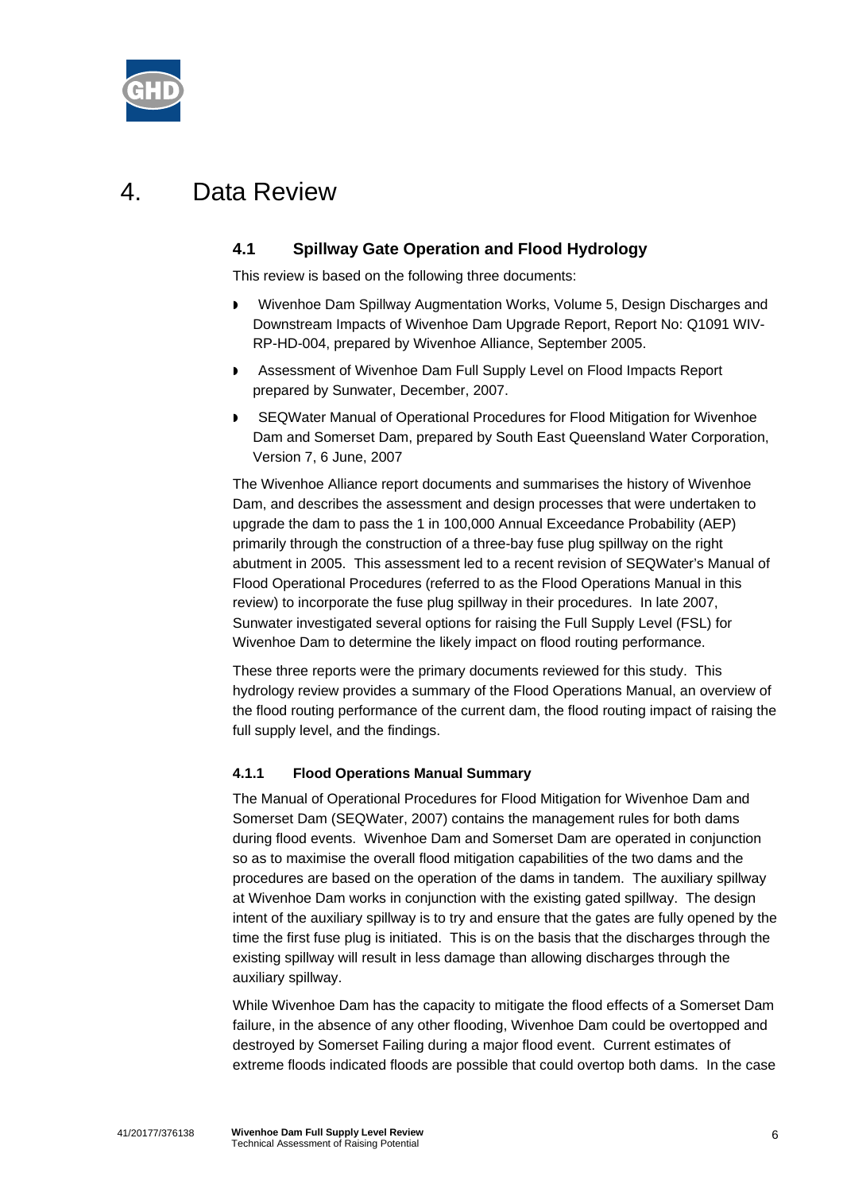# 4. Data Review

## 4.1 Spillway Gate Operation and Flood Hydrology

This review is based on the following three documents:

- Wivenhoe Dam Spillway Augmentation Works, Volume 5, Design Discharges and Downstream Impacts of Wivenhoe Dam Upgrade Report, Report No: Q1091 WIV-RP-HD-004, prepared by Wivenhoe Alliance, September 2005.
- Assessment of Wivenhoe Dam Full Supply Level on Flood Impacts Report prepared by Sunwater, December, 2007.
- SEQWater Manual of Operational Procedures for Flood Mitigation for Wivenhoe Dam and Somerset Dam, prepared by South East Queensland Water Corporation, Version 7, 6 June, 2007

The Wivenhoe Alliance report documents and summarises the history of Wivenhoe Dam, and describes the assessment and design processes that were undertaken to upgrade the dam to pass the 1 in 100,000 Annual Exceedance Probability (AEP) primarily through the construction of a three-bay fuse plug spillway on the right abutment in 2005. This assessment led to a recent revision of SEQWater's Manual of Flood Operational Procedures (referred to as the Flood Operations Manual in this review) to incorporate the fuse plug spillway in their procedures. In late 2007, Sunwater investigated several options for raising the Full Supply Level (FSL) for Wivenhoe Dam to determine the likely impact on flood routing performance.

These three reports were the primary documents reviewed for this study. This hydrology review provides a summary of the Flood Operations Manual, an overview of the flood routing performance of the current dam, the flood routing impact of raising the full supply level, and the findings.

### 4.1.1 Flood Operations Manual Summary

The Manual of Operational Procedures for Flood Mitigation for Wivenhoe Dam and Somerset Dam (SEQWater, 2007) contains the management rules for both dams during flood events. Wivenhoe Dam and Somerset Dam are operated in conjunction so as to maximise the overall flood mitigation capabilities of the two dams and the procedures are based on the operation of the dams in tandem. The auxiliary spillway at Wivenhoe Dam works in conjunction with the existing gated spillway. The design intent of the auxiliary spillway is to try and ensure that the gates are fully opened by the time the first fuse plug is initiated. This is on the basis that the discharges through the existing spillway will result in less damage than allowing discharges through the auxiliary spillway.

While Wivenhoe Dam has the capacity to mitigate the flood effects of a Somerset Dam failure, in the absence of any other flooding, Wivenhoe Dam could be overtopped and destroyed by Somerset Failing during a major flood event. Current estimates of extreme floods indicated floods are possible that could overtop both dams. In the case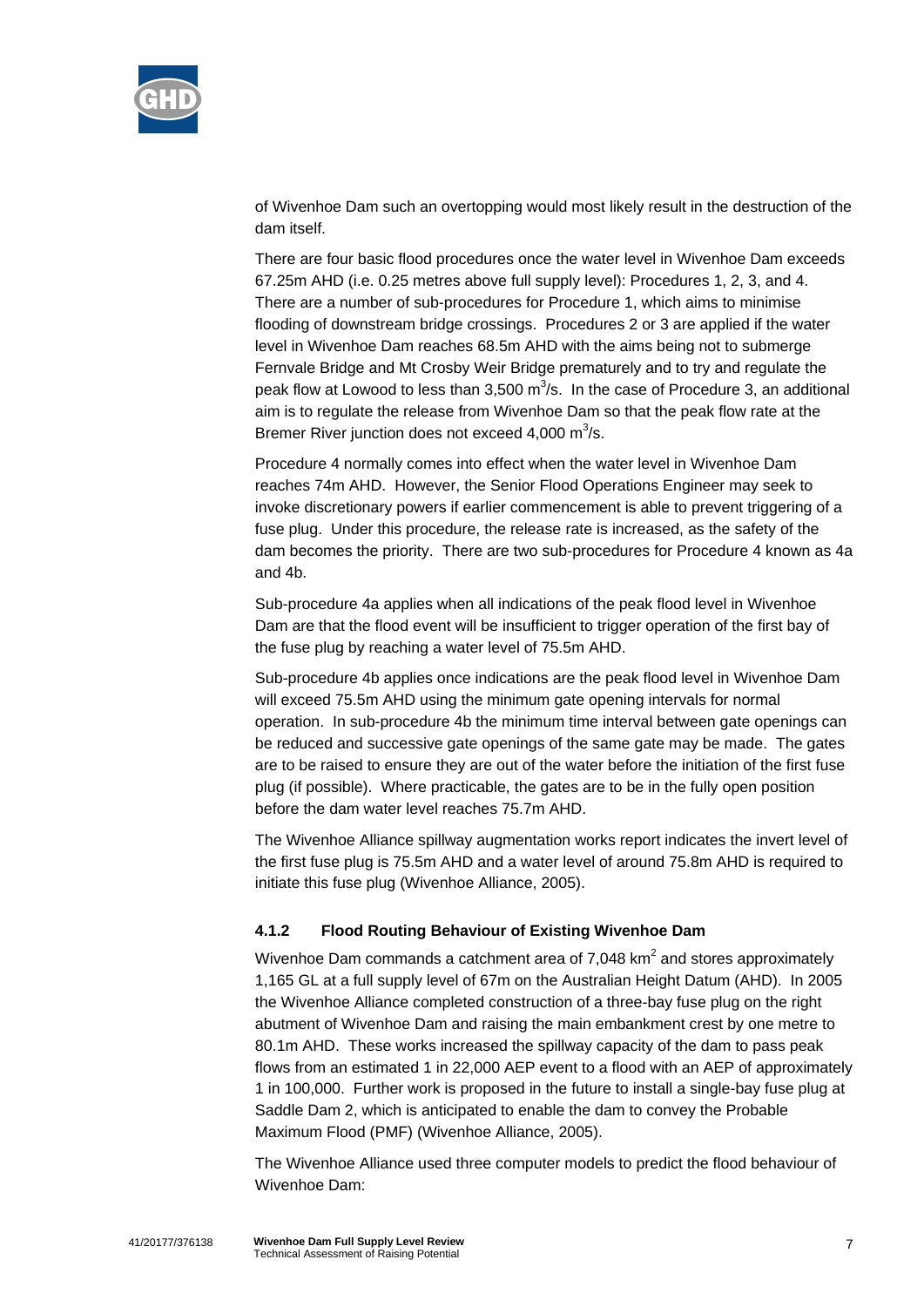of Wivenhoe Dam such an overtopping would most likely result in the destruction of the dam itself.

There are four basic flood procedures once the water level in Wivenhoe Dam exceeds 67.25m AHD (i.e. 0.25 metres above full supply level): Procedures 1, 2, 3, and 4. There are a number of sub-procedures for Procedure 1, which aims to minimise flooding of downstream bridge crossings. Procedures 2 or 3 are applied if the water level in Wivenhoe Dam reaches 68.5m AHD with the aims being not to submerge Fernvale Bridge and Mt Crosby Weir Bridge prematurely and to try and regulate the peak flow at Lowood to less than 3,500 $m^3$/s. In the case of Procedure 3, an additional aim is to regulate the release from Wivenhoe Dam so that the peak flow rate at the Bremer River junction does not exceed 4,000 $m^3$/s.

Procedure 4 normally comes into effect when the water level in Wivenhoe Dam reaches 74m AHD. However, the Senior Flood Operations Engineer may seek to invoke discretionary powers if earlier commencement is able to prevent triggering of a fuse plug. Under this procedure, the release rate is increased, as the safety of the dam becomes the priority. There are two sub-procedures for Procedure 4 known as 4a and 4b.

Sub-procedure 4a applies when all indications of the peak flood level in Wivenhoe Dam are that the flood event will be insufficient to trigger operation of the first bay of the fuse plug by reaching a water level of 75.5m AHD.

Sub-procedure 4b applies once indications are the peak flood level in Wivenhoe Dam will exceed 75.5m AHD using the minimum gate opening intervals for normal operation. In sub-procedure 4b the minimum time interval between gate openings can be reduced and successive gate openings of the same gate may be made. The gates are to be raised to ensure they are out of the water before the initiation of the first fuse plug (if possible). Where practicable, the gates are to be in the fully open position before the dam water level reaches 75.7m AHD.

The Wivenhoe Alliance spillway augmentation works report indicates the invert level of the first fuse plug is 75.5m AHD and a water level of around 75.8m AHD is required to initiate this fuse plug (Wivenhoe Alliance, 2005).

### 4.1.2 Flood Routing Behaviour of Existing Wivenhoe Dam

Wivenhoe Dam commands a catchment area of 7,048 $km^2$ and stores approximately 1,165 GL at a full supply level of 67m on the Australian Height Datum (AHD). In 2005 the Wivenhoe Alliance completed construction of a three-bay fuse plug on the right abutment of Wivenhoe Dam and raising the main embankment crest by one metre to 80.1m AHD. These works increased the spillway capacity of the dam to pass peak flows from an estimated 1 in 22,000 AEP event to a flood with an AEP of approximately 1 in 100,000. Further work is proposed in the future to install a single-bay fuse plug at Saddle Dam 2, which is anticipated to enable the dam to convey the Probable Maximum Flood (PMF) (Wivenhoe Alliance, 2005).

The Wivenhoe Alliance used three computer models to predict the flood behaviour of Wivenhoe Dam: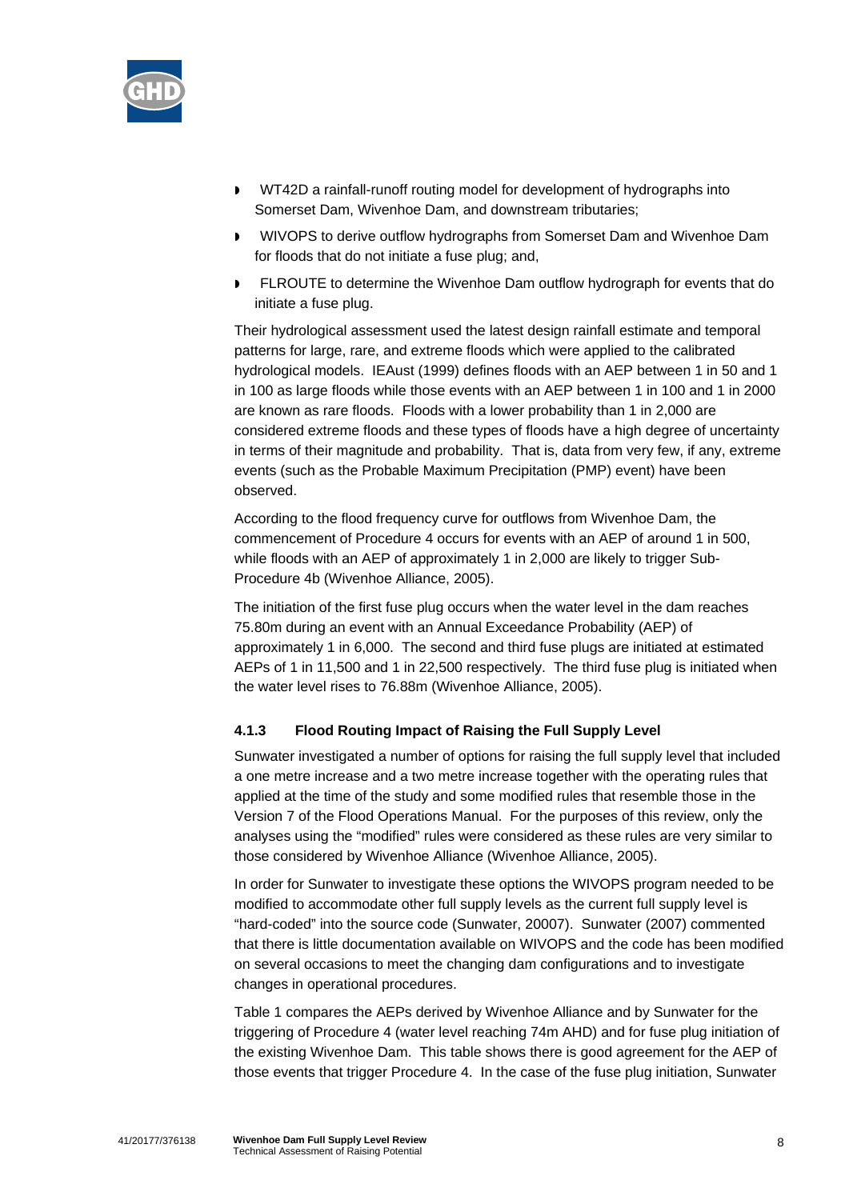- WT42D a rainfall-runoff routing model for development of hydrographs into Somerset Dam, Wivenhoe Dam, and downstream tributaries;
- WIVOPS to derive outflow hydrographs from Somerset Dam and Wivenhoe Dam for floods that do not initiate a fuse plug; and,
- FLROUTE to determine the Wivenhoe Dam outflow hydrograph for events that do initiate a fuse plug.

Their hydrological assessment used the latest design rainfall estimate and temporal patterns for large, rare, and extreme floods which were applied to the calibrated hydrological models. IEAust (1999) defines floods with an AEP between 1 in 50 and 1 in 100 as large floods while those events with an AEP between 1 in 100 and 1 in 2000 are known as rare floods. Floods with a lower probability than 1 in 2,000 are considered extreme floods and these types of floods have a high degree of uncertainty in terms of their magnitude and probability. That is, data from very few, if any, extreme events (such as the Probable Maximum Precipitation (PMP) event) have been observed.

According to the flood frequency curve for outflows from Wivenhoe Dam, the commencement of Procedure 4 occurs for events with an AEP of around 1 in 500, while floods with an AEP of approximately 1 in 2,000 are likely to trigger Sub-Procedure 4b (Wivenhoe Alliance, 2005).

The initiation of the first fuse plug occurs when the water level in the dam reaches 75.80m during an event with an Annual Exceedance Probability (AEP) of approximately 1 in 6,000. The second and third fuse plugs are initiated at estimated AEPs of 1 in 11,500 and 1 in 22,500 respectively. The third fuse plug is initiated when the water level rises to 76.88m (Wivenhoe Alliance, 2005).

### 4.1.3 Flood Routing Impact of Raising the Full Supply Level

Sunwater investigated a number of options for raising the full supply level that included a one metre increase and a two metre increase together with the operating rules that applied at the time of the study and some modified rules that resemble those in the Version 7 of the Flood Operations Manual. For the purposes of this review, only the analyses using the "modified" rules were considered as these rules are very similar to those considered by Wivenhoe Alliance (Wivenhoe Alliance, 2005).

In order for Sunwater to investigate these options the WIVOPS program needed to be modified to accommodate other full supply levels as the current full supply level is "hard-coded" into the source code (Sunwater, 20007). Sunwater (2007) commented that there is little documentation available on WIVOPS and the code has been modified on several occasions to meet the changing dam configurations and to investigate changes in operational procedures.

Table 1 compares the AEPs derived by Wivenhoe Alliance and by Sunwater for the triggering of Procedure 4 (water level reaching 74m AHD) and for fuse plug initiation of the existing Wivenhoe Dam. This table shows there is good agreement for the AEP of those events that trigger Procedure 4. In the case of the fuse plug initiation, Sunwater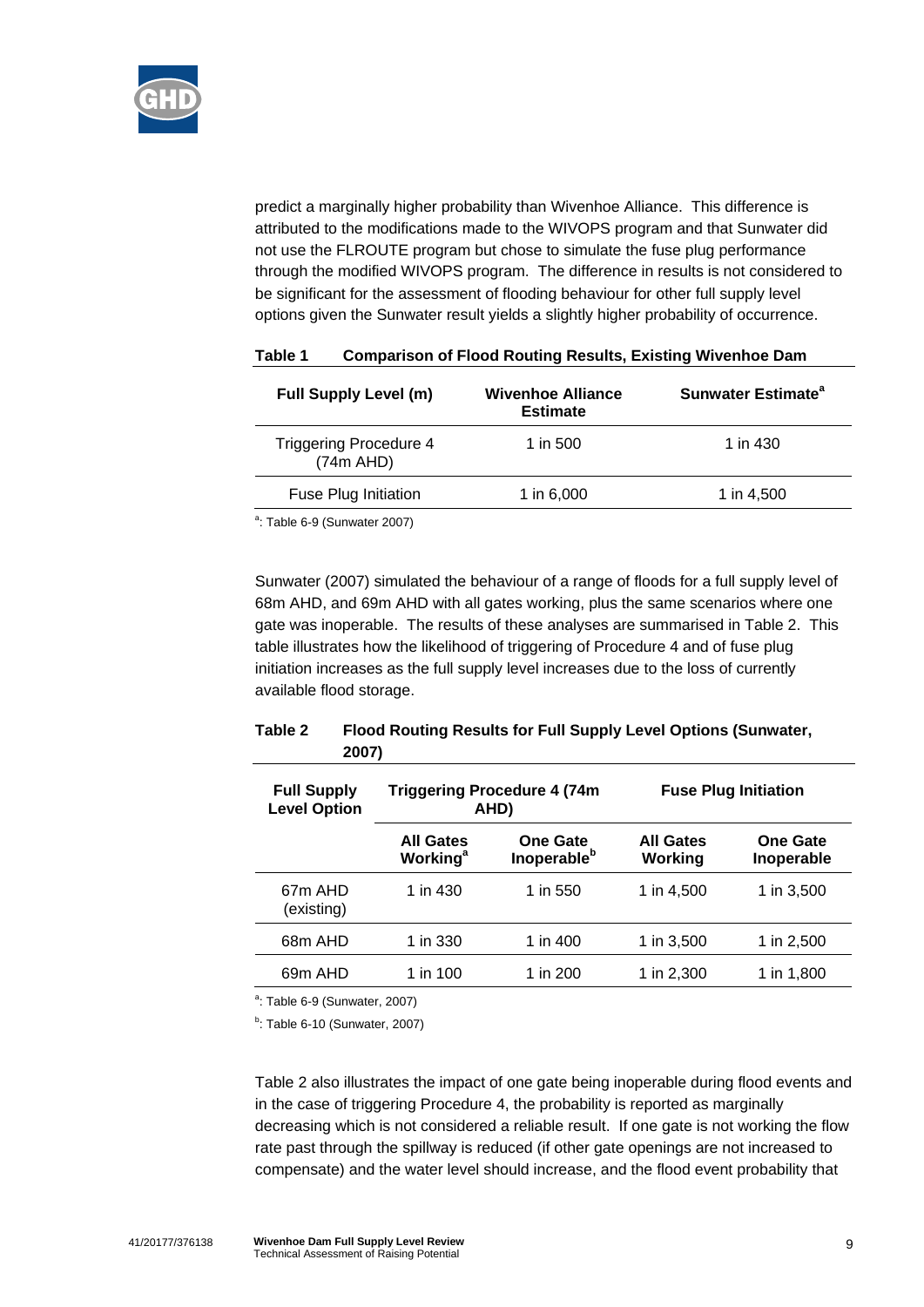predict a marginally higher probability than Wivenhoe Alliance. This difference is attributed to the modifications made to the WIVOPS program and that Sunwater did not use the FLROUTE program but chose to simulate the fuse plug performance through the modified WIVOPS program. The difference in results is not considered to be significant for the assessment of flooding behaviour for other full supply level options given the Sunwater result yields a slightly higher probability of occurrence.

**Table 1 Comparison of Flood Routing Results, Existing Wivenhoe Dam**

| Full Supply Level (m) | Wivenhoe Alliance Estimate | Sunwater Estimate[a] |
|---|---|---|
| Triggering Procedure 4 (74m AHD) | 1 in 500 | 1 in 430 |
| Fuse Plug Initiation | 1 in 6,000 | 1 in 4,500 |

[a]: Table 6-9 (Sunwater 2007)

Sunwater (2007) simulated the behaviour of a range of floods for a full supply level of 68m AHD, and 69m AHD with all gates working, plus the same scenarios where one gate was inoperable. The results of these analyses are summarised in Table 2. This table illustrates how the likelihood of triggering of Procedure 4 and of fuse plug initiation increases as the full supply level increases due to the loss of currently available flood storage.

**Table 2 Flood Routing Results for Full Supply Level Options (Sunwater, 2007)**

| Full Supply Level Option | Triggering Procedure 4 (74m AHD) | | Fuse Plug Initiation | |
|---|---|---|---|---|
| | All Gates Working[a] | One Gate Inoperable[b] | All Gates Working | One Gate Inoperable |
| 67m AHD (existing) | 1 in 430 | 1 in 550 | 1 in 4,500 | 1 in 3,500 |
| 68m AHD | 1 in 330 | 1 in 400 | 1 in 3,500 | 1 in 2,500 |
| 69m AHD | 1 in 100 | 1 in 200 | 1 in 2,300 | 1 in 1,800 |

[a]: Table 6-9 (Sunwater, 2007)

[b]: Table 6-10 (Sunwater, 2007)

Table 2 also illustrates the impact of one gate being inoperable during flood events and in the case of triggering Procedure 4, the probability is reported as marginally decreasing which is not considered a reliable result. If one gate is not working the flow rate past through the spillway is reduced (if other gate openings are not increased to compensate) and the water level should increase, and the flood event probability that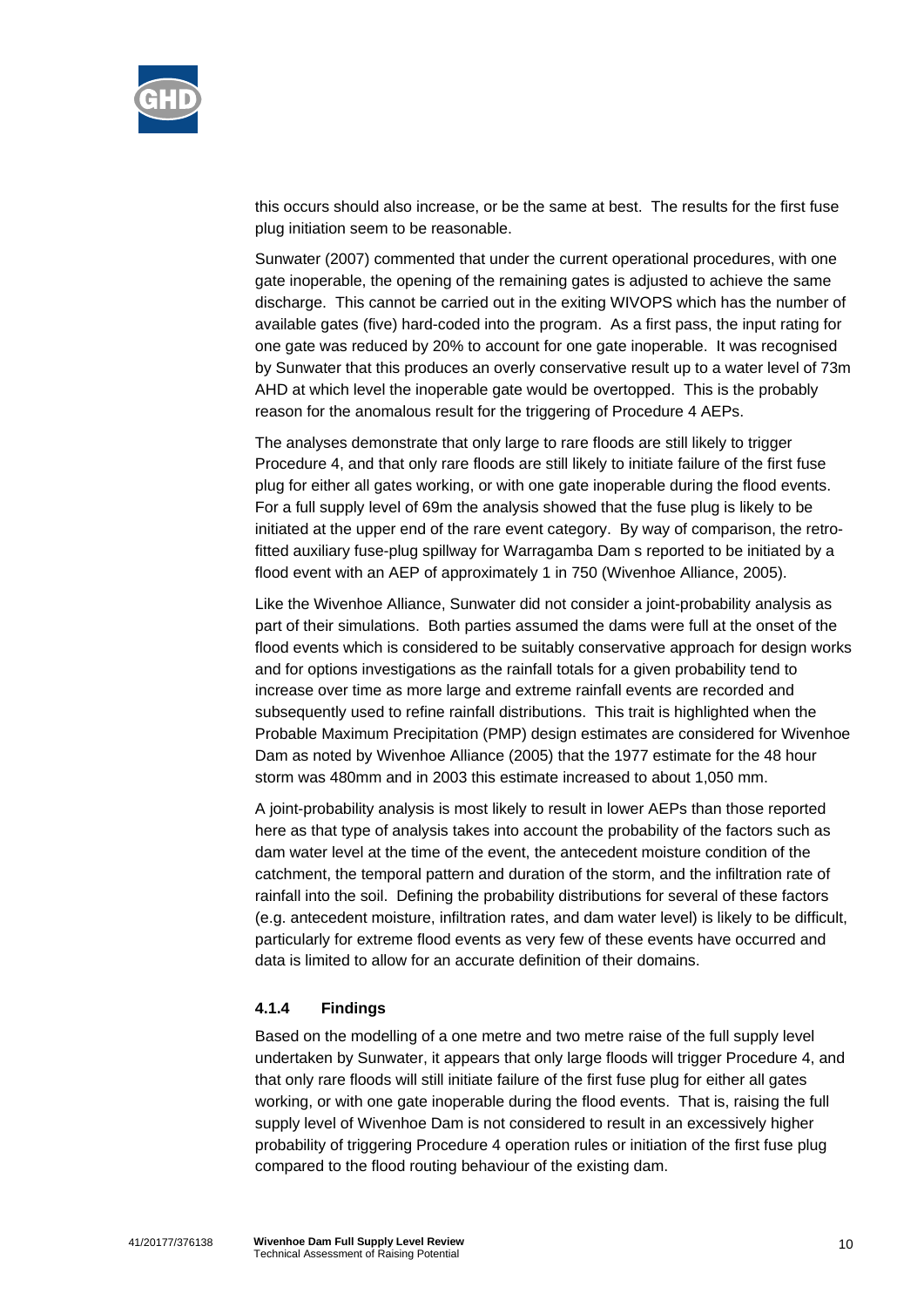this occurs should also increase, or be the same at best. The results for the first fuse plug initiation seem to be reasonable.

Sunwater (2007) commented that under the current operational procedures, with one gate inoperable, the opening of the remaining gates is adjusted to achieve the same discharge. This cannot be carried out in the exiting WIVOPS which has the number of available gates (five) hard-coded into the program. As a first pass, the input rating for one gate was reduced by 20% to account for one gate inoperable. It was recognised by Sunwater that this produces an overly conservative result up to a water level of 73m AHD at which level the inoperable gate would be overtopped. This is the probably reason for the anomalous result for the triggering of Procedure 4 AEPs.

The analyses demonstrate that only large to rare floods are still likely to trigger Procedure 4, and that only rare floods are still likely to initiate failure of the first fuse plug for either all gates working, or with one gate inoperable during the flood events. For a full supply level of 69m the analysis showed that the fuse plug is likely to be initiated at the upper end of the rare event category. By way of comparison, the retro-fitted auxiliary fuse-plug spillway for Warragamba Dam s reported to be initiated by a flood event with an AEP of approximately 1 in 750 (Wivenhoe Alliance, 2005).

Like the Wivenhoe Alliance, Sunwater did not consider a joint-probability analysis as part of their simulations. Both parties assumed the dams were full at the onset of the flood events which is considered to be suitably conservative approach for design works and for options investigations as the rainfall totals for a given probability tend to increase over time as more large and extreme rainfall events are recorded and subsequently used to refine rainfall distributions. This trait is highlighted when the Probable Maximum Precipitation (PMP) design estimates are considered for Wivenhoe Dam as noted by Wivenhoe Alliance (2005) that the 1977 estimate for the 48 hour storm was 480mm and in 2003 this estimate increased to about 1,050 mm.

A joint-probability analysis is most likely to result in lower AEPs than those reported here as that type of analysis takes into account the probability of the factors such as dam water level at the time of the event, the antecedent moisture condition of the catchment, the temporal pattern and duration of the storm, and the infiltration rate of rainfall into the soil. Defining the probability distributions for several of these factors (e.g. antecedent moisture, infiltration rates, and dam water level) is likely to be difficult, particularly for extreme flood events as very few of these events have occurred and data is limited to allow for an accurate definition of their domains.

### 4.1.4 Findings

Based on the modelling of a one metre and two metre raise of the full supply level undertaken by Sunwater, it appears that only large floods will trigger Procedure 4, and that only rare floods will still initiate failure of the first fuse plug for either all gates working, or with one gate inoperable during the flood events. That is, raising the full supply level of Wivenhoe Dam is not considered to result in an excessively higher probability of triggering Procedure 4 operation rules or initiation of the first fuse plug compared to the flood routing behaviour of the existing dam.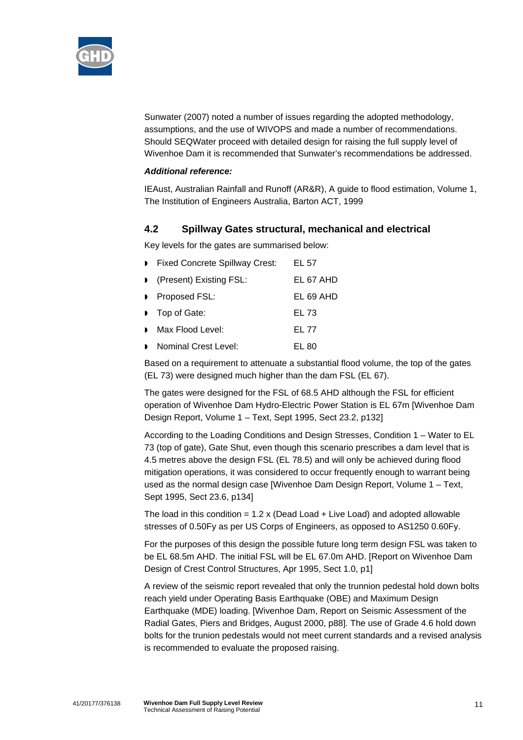Sunwater (2007) noted a number of issues regarding the adopted methodology, assumptions, and the use of WIVOPS and made a number of recommendations. Should SEQWater proceed with detailed design for raising the full supply level of Wivenhoe Dam it is recommended that Sunwater's recommendations be addressed.

***Additional reference:***

IEAust, Australian Rainfall and Runoff (AR&R), A guide to flood estimation, Volume 1, The Institution of Engineers Australia, Barton ACT, 1999

## 4.2 Spillway Gates structural, mechanical and electrical

Key levels for the gates are summarised below:

- Fixed Concrete Spillway Crest: EL 57
- (Present) Existing FSL: EL 67 AHD
- Proposed FSL: EL 69 AHD
- Top of Gate: EL 73
- Max Flood Level: EL 77
- Nominal Crest Level: EL 80

Based on a requirement to attenuate a substantial flood volume, the top of the gates (EL 73) were designed much higher than the dam FSL (EL 67).

The gates were designed for the FSL of 68.5 AHD although the FSL for efficient operation of Wivenhoe Dam Hydro-Electric Power Station is EL 67m [Wivenhoe Dam Design Report, Volume 1 – Text, Sept 1995, Sect 23.2, p132]

According to the Loading Conditions and Design Stresses, Condition 1 – Water to EL 73 (top of gate), Gate Shut, even though this scenario prescribes a dam level that is 4.5 metres above the design FSL (EL 78.5) and will only be achieved during flood mitigation operations, it was considered to occur frequently enough to warrant being used as the normal design case [Wivenhoe Dam Design Report, Volume 1 – Text, Sept 1995, Sect 23.6, p134]

The load in this condition = 1.2 x (Dead Load + Live Load) and adopted allowable stresses of 0.50Fy as per US Corps of Engineers, as opposed to AS1250 0.60Fy.

For the purposes of this design the possible future long term design FSL was taken to be EL 68.5m AHD. The initial FSL will be EL 67.0m AHD. [Report on Wivenhoe Dam Design of Crest Control Structures, Apr 1995, Sect 1.0, p1]

A review of the seismic report revealed that only the trunnion pedestal hold down bolts reach yield under Operating Basis Earthquake (OBE) and Maximum Design Earthquake (MDE) loading. [Wivenhoe Dam, Report on Seismic Assessment of the Radial Gates, Piers and Bridges, August 2000, p88]. The use of Grade 4.6 hold down bolts for the trunion pedestals would not meet current standards and a revised analysis is recommended to evaluate the proposed raising.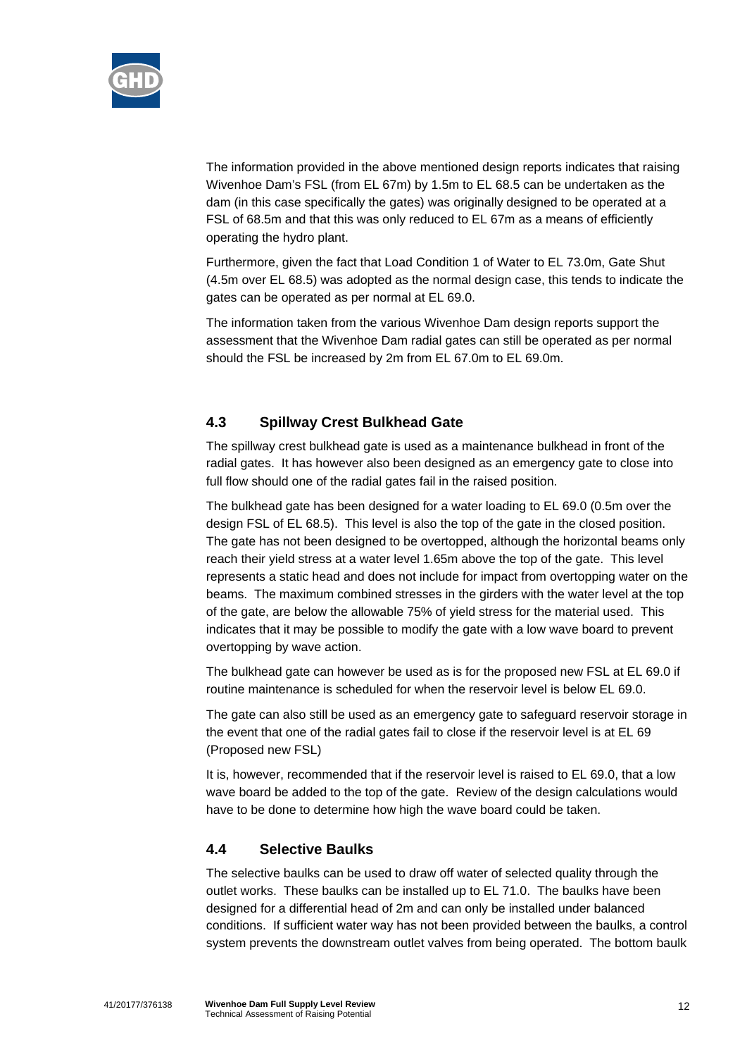The information provided in the above mentioned design reports indicates that raising Wivenhoe Dam's FSL (from EL 67m) by 1.5m to EL 68.5 can be undertaken as the dam (in this case specifically the gates) was originally designed to be operated at a FSL of 68.5m and that this was only reduced to EL 67m as a means of efficiently operating the hydro plant.

Furthermore, given the fact that Load Condition 1 of Water to EL 73.0m, Gate Shut (4.5m over EL 68.5) was adopted as the normal design case, this tends to indicate the gates can be operated as per normal at EL 69.0.

The information taken from the various Wivenhoe Dam design reports support the assessment that the Wivenhoe Dam radial gates can still be operated as per normal should the FSL be increased by 2m from EL 67.0m to EL 69.0m.

### 4.3 Spillway Crest Bulkhead Gate

The spillway crest bulkhead gate is used as a maintenance bulkhead in front of the radial gates. It has however also been designed as an emergency gate to close into full flow should one of the radial gates fail in the raised position.

The bulkhead gate has been designed for a water loading to EL 69.0 (0.5m over the design FSL of EL 68.5). This level is also the top of the gate in the closed position. The gate has not been designed to be overtopped, although the horizontal beams only reach their yield stress at a water level 1.65m above the top of the gate. This level represents a static head and does not include for impact from overtopping water on the beams. The maximum combined stresses in the girders with the water level at the top of the gate, are below the allowable 75% of yield stress for the material used. This indicates that it may be possible to modify the gate with a low wave board to prevent overtopping by wave action.

The bulkhead gate can however be used as is for the proposed new FSL at EL 69.0 if routine maintenance is scheduled for when the reservoir level is below EL 69.0.

The gate can also still be used as an emergency gate to safeguard reservoir storage in the event that one of the radial gates fail to close if the reservoir level is at EL 69 (Proposed new FSL)

It is, however, recommended that if the reservoir level is raised to EL 69.0, that a low wave board be added to the top of the gate. Review of the design calculations would have to be done to determine how high the wave board could be taken.

### 4.4 Selective Baulks

The selective baulks can be used to draw off water of selected quality through the outlet works. These baulks can be installed up to EL 71.0. The baulks have been designed for a differential head of 2m and can only be installed under balanced conditions. If sufficient water way has not been provided between the baulks, a control system prevents the downstream outlet valves from being operated. The bottom baulk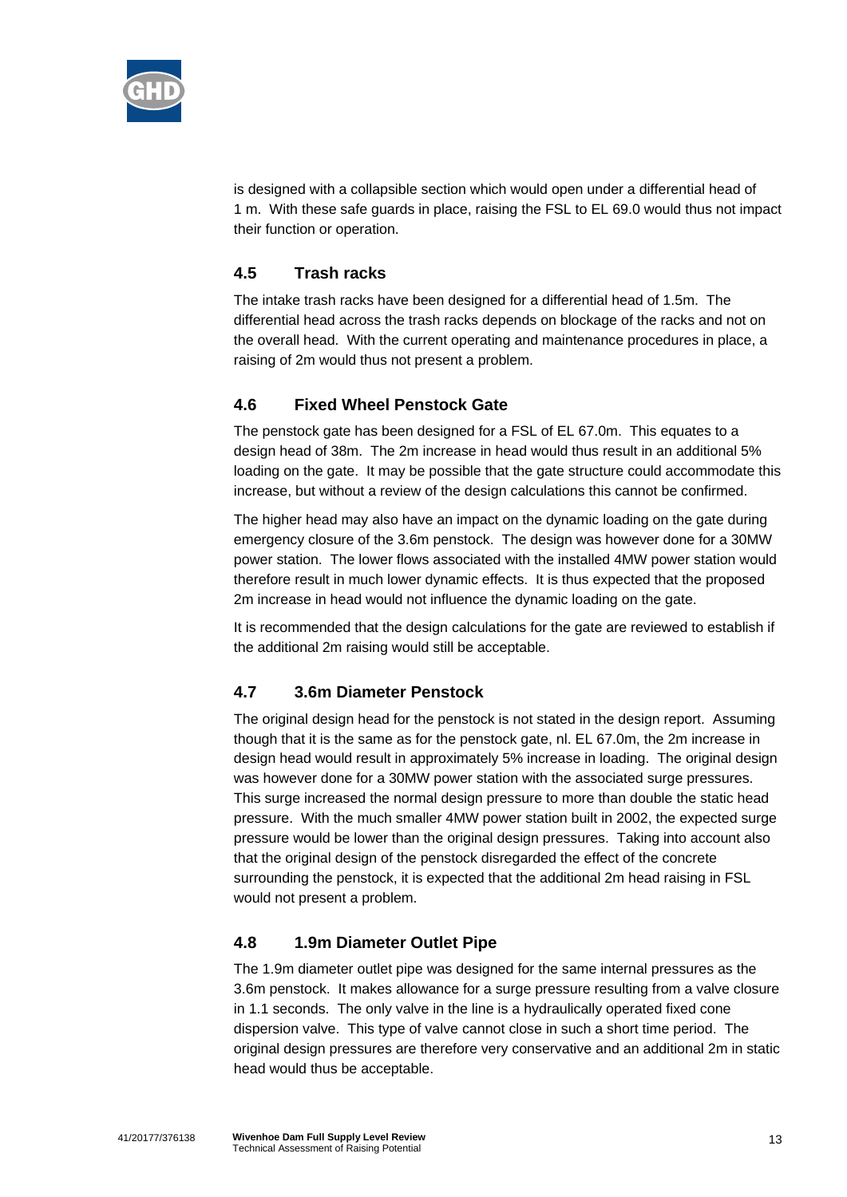is designed with a collapsible section which would open under a differential head of 1 m. With these safe guards in place, raising the FSL to EL 69.0 would thus not impact their function or operation.

## 4.5 Trash racks

The intake trash racks have been designed for a differential head of 1.5m. The differential head across the trash racks depends on blockage of the racks and not on the overall head. With the current operating and maintenance procedures in place, a raising of 2m would thus not present a problem.

## 4.6 Fixed Wheel Penstock Gate

The penstock gate has been designed for a FSL of EL 67.0m. This equates to a design head of 38m. The 2m increase in head would thus result in an additional 5% loading on the gate. It may be possible that the gate structure could accommodate this increase, but without a review of the design calculations this cannot be confirmed.

The higher head may also have an impact on the dynamic loading on the gate during emergency closure of the 3.6m penstock. The design was however done for a 30MW power station. The lower flows associated with the installed 4MW power station would therefore result in much lower dynamic effects. It is thus expected that the proposed 2m increase in head would not influence the dynamic loading on the gate.

It is recommended that the design calculations for the gate are reviewed to establish if the additional 2m raising would still be acceptable.

## 4.7 3.6m Diameter Penstock

The original design head for the penstock is not stated in the design report. Assuming though that it is the same as for the penstock gate, nl. EL 67.0m, the 2m increase in design head would result in approximately 5% increase in loading. The original design was however done for a 30MW power station with the associated surge pressures. This surge increased the normal design pressure to more than double the static head pressure. With the much smaller 4MW power station built in 2002, the expected surge pressure would be lower than the original design pressures. Taking into account also that the original design of the penstock disregarded the effect of the concrete surrounding the penstock, it is expected that the additional 2m head raising in FSL would not present a problem.

## 4.8 1.9m Diameter Outlet Pipe

The 1.9m diameter outlet pipe was designed for the same internal pressures as the 3.6m penstock. It makes allowance for a surge pressure resulting from a valve closure in 1.1 seconds. The only valve in the line is a hydraulically operated fixed cone dispersion valve. This type of valve cannot close in such a short time period. The original design pressures are therefore very conservative and an additional 2m in static head would thus be acceptable.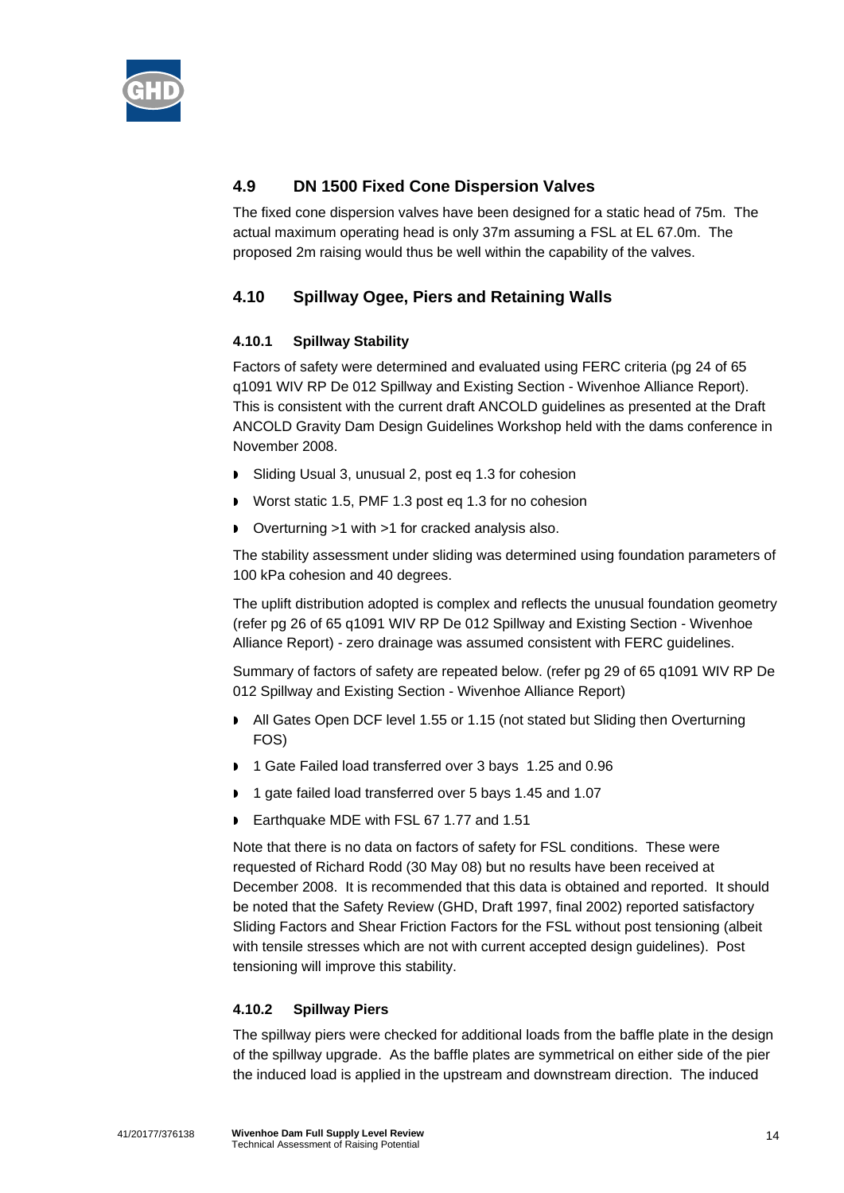## 4.9 DN 1500 Fixed Cone Dispersion Valves

The fixed cone dispersion valves have been designed for a static head of 75m. The actual maximum operating head is only 37m assuming a FSL at EL 67.0m. The proposed 2m raising would thus be well within the capability of the valves.

## 4.10 Spillway Ogee, Piers and Retaining Walls

### 4.10.1 Spillway Stability

Factors of safety were determined and evaluated using FERC criteria (pg 24 of 65 q1091 WIV RP De 012 Spillway and Existing Section - Wivenhoe Alliance Report). This is consistent with the current draft ANCOLD guidelines as presented at the Draft ANCOLD Gravity Dam Design Guidelines Workshop held with the dams conference in November 2008.

- Sliding Usual 3, unusual 2, post eq 1.3 for cohesion
- Worst static 1.5, PMF 1.3 post eq 1.3 for no cohesion
- Overturning >1 with >1 for cracked analysis also.

The stability assessment under sliding was determined using foundation parameters of 100 kPa cohesion and 40 degrees.

The uplift distribution adopted is complex and reflects the unusual foundation geometry (refer pg 26 of 65 q1091 WIV RP De 012 Spillway and Existing Section - Wivenhoe Alliance Report) - zero drainage was assumed consistent with FERC guidelines.

Summary of factors of safety are repeated below. (refer pg 29 of 65 q1091 WIV RP De 012 Spillway and Existing Section - Wivenhoe Alliance Report)

- All Gates Open DCF level 1.55 or 1.15 (not stated but Sliding then Overturning FOS)
- 1 Gate Failed load transferred over 3 bays 1.25 and 0.96
- 1 gate failed load transferred over 5 bays 1.45 and 1.07
- Earthquake MDE with FSL 67 1.77 and 1.51

Note that there is no data on factors of safety for FSL conditions. These were requested of Richard Rodd (30 May 08) but no results have been received at December 2008. It is recommended that this data is obtained and reported. It should be noted that the Safety Review (GHD, Draft 1997, final 2002) reported satisfactory Sliding Factors and Shear Friction Factors for the FSL without post tensioning (albeit with tensile stresses which are not with current accepted design guidelines). Post tensioning will improve this stability.

### 4.10.2 Spillway Piers

The spillway piers were checked for additional loads from the baffle plate in the design of the spillway upgrade. As the baffle plates are symmetrical on either side of the pier the induced load is applied in the upstream and downstream direction. The induced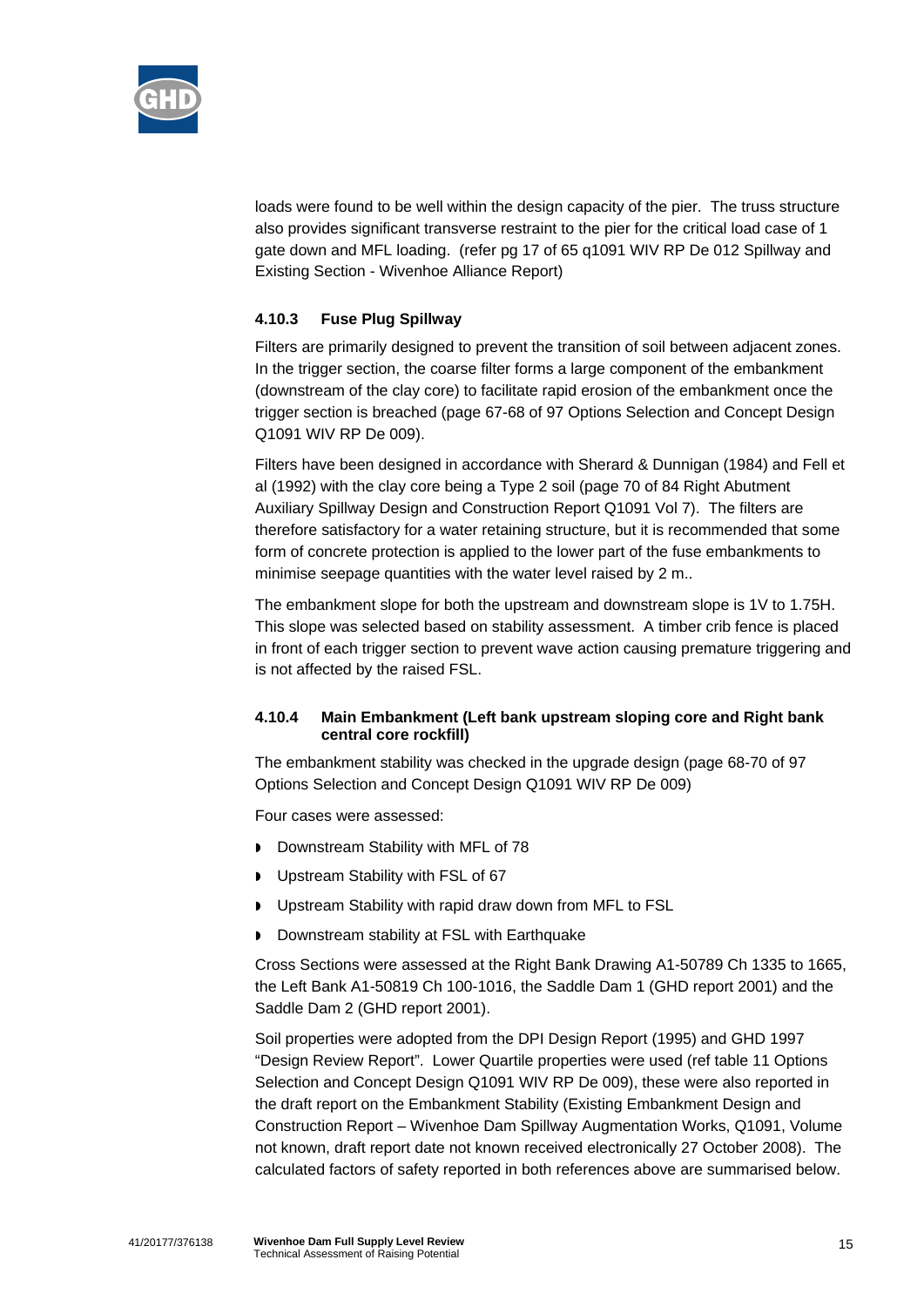loads were found to be well within the design capacity of the pier. The truss structure also provides significant transverse restraint to the pier for the critical load case of 1 gate down and MFL loading. (refer pg 17 of 65 q1091 WIV RP De 012 Spillway and Existing Section - Wivenhoe Alliance Report)

### 4.10.3 Fuse Plug Spillway

Filters are primarily designed to prevent the transition of soil between adjacent zones. In the trigger section, the coarse filter forms a large component of the embankment (downstream of the clay core) to facilitate rapid erosion of the embankment once the trigger section is breached (page 67-68 of 97 Options Selection and Concept Design Q1091 WIV RP De 009).

Filters have been designed in accordance with Sherard & Dunnigan (1984) and Fell et al (1992) with the clay core being a Type 2 soil (page 70 of 84 Right Abutment Auxiliary Spillway Design and Construction Report Q1091 Vol 7). The filters are therefore satisfactory for a water retaining structure, but it is recommended that some form of concrete protection is applied to the lower part of the fuse embankments to minimise seepage quantities with the water level raised by 2 m..

The embankment slope for both the upstream and downstream slope is 1V to 1.75H. This slope was selected based on stability assessment. A timber crib fence is placed in front of each trigger section to prevent wave action causing premature triggering and is not affected by the raised FSL.

### 4.10.4 Main Embankment (Left bank upstream sloping core and Right bank central core rockfill)

The embankment stability was checked in the upgrade design (page 68-70 of 97 Options Selection and Concept Design Q1091 WIV RP De 009)

Four cases were assessed:

- Downstream Stability with MFL of 78
- Upstream Stability with FSL of 67
- Upstream Stability with rapid draw down from MFL to FSL
- Downstream stability at FSL with Earthquake

Cross Sections were assessed at the Right Bank Drawing A1-50789 Ch 1335 to 1665, the Left Bank A1-50819 Ch 100-1016, the Saddle Dam 1 (GHD report 2001) and the Saddle Dam 2 (GHD report 2001).

Soil properties were adopted from the DPI Design Report (1995) and GHD 1997 "Design Review Report". Lower Quartile properties were used (ref table 11 Options Selection and Concept Design Q1091 WIV RP De 009), these were also reported in the draft report on the Embankment Stability (Existing Embankment Design and Construction Report – Wivenhoe Dam Spillway Augmentation Works, Q1091, Volume not known, draft report date not known received electronically 27 October 2008). The calculated factors of safety reported in both references above are summarised below.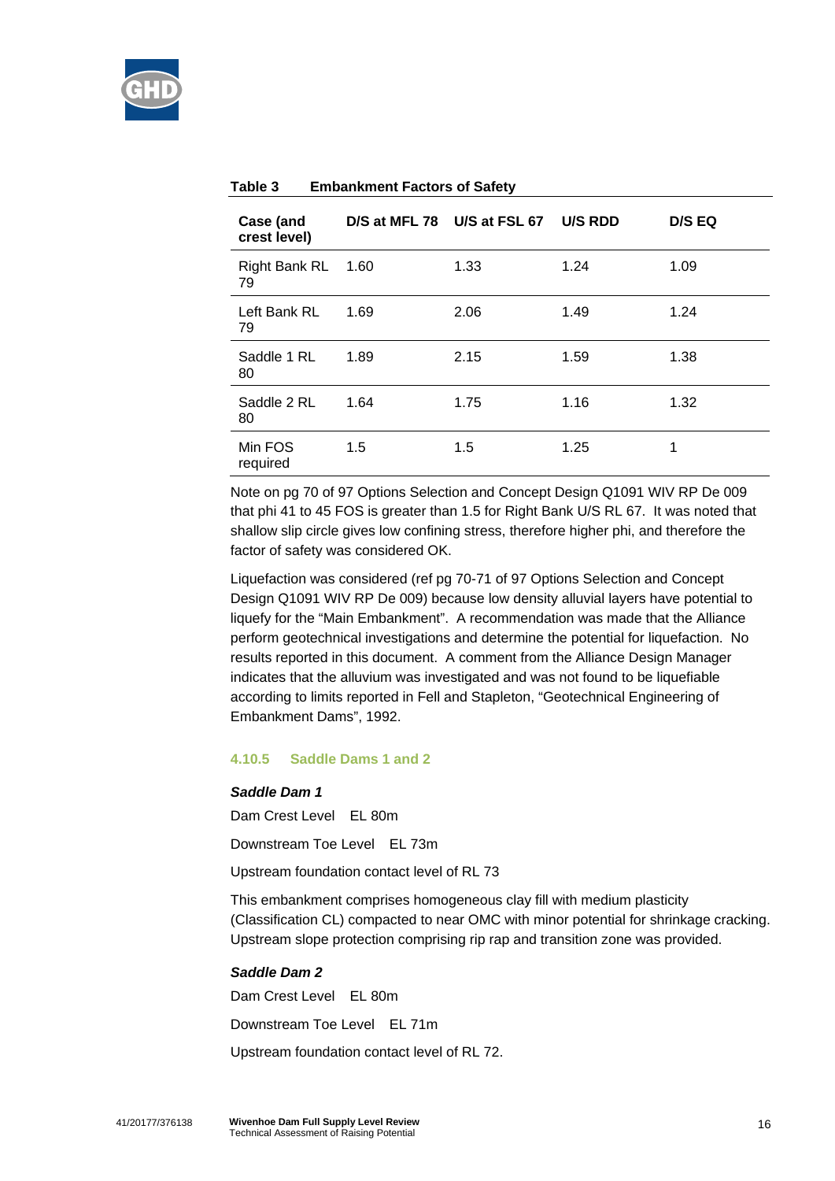**Table 3 Embankment Factors of Safety**

| Case (and crest level) | D/S at MFL 78 | U/S at FSL 67 | U/S RDD | D/S EQ |
|---|---|---|---|---|
| Right Bank RL 79 | 1.60 | 1.33 | 1.24 | 1.09 |
| Left Bank RL 79 | 1.69 | 2.06 | 1.49 | 1.24 |
| Saddle 1 RL 80 | 1.89 | 2.15 | 1.59 | 1.38 |
| Saddle 2 RL 80 | 1.64 | 1.75 | 1.16 | 1.32 |
| Min FOS required | 1.5 | 1.5 | 1.25 | 1 |

Note on pg 70 of 97 Options Selection and Concept Design Q1091 WIV RP De 009 that phi 41 to 45 FOS is greater than 1.5 for Right Bank U/S RL 67. It was noted that shallow slip circle gives low confining stress, therefore higher phi, and therefore the factor of safety was considered OK.

Liquefaction was considered (ref pg 70-71 of 97 Options Selection and Concept Design Q1091 WIV RP De 009) because low density alluvial layers have potential to liquefy for the "Main Embankment". A recommendation was made that the Alliance perform geotechnical investigations and determine the potential for liquefaction. No results reported in this document. A comment from the Alliance Design Manager indicates that the alluvium was investigated and was not found to be liquefiable according to limits reported in Fell and Stapleton, "Geotechnical Engineering of Embankment Dams", 1992.

#### 4.10.5 Saddle Dams 1 and 2

***Saddle Dam 1***

Dam Crest Level EL 80m

Downstream Toe Level EL 73m

Upstream foundation contact level of RL 73

This embankment comprises homogeneous clay fill with medium plasticity (Classification CL) compacted to near OMC with minor potential for shrinkage cracking. Upstream slope protection comprising rip rap and transition zone was provided.

***Saddle Dam 2***

Dam Crest Level EL 80m

Downstream Toe Level EL 71m

Upstream foundation contact level of RL 72.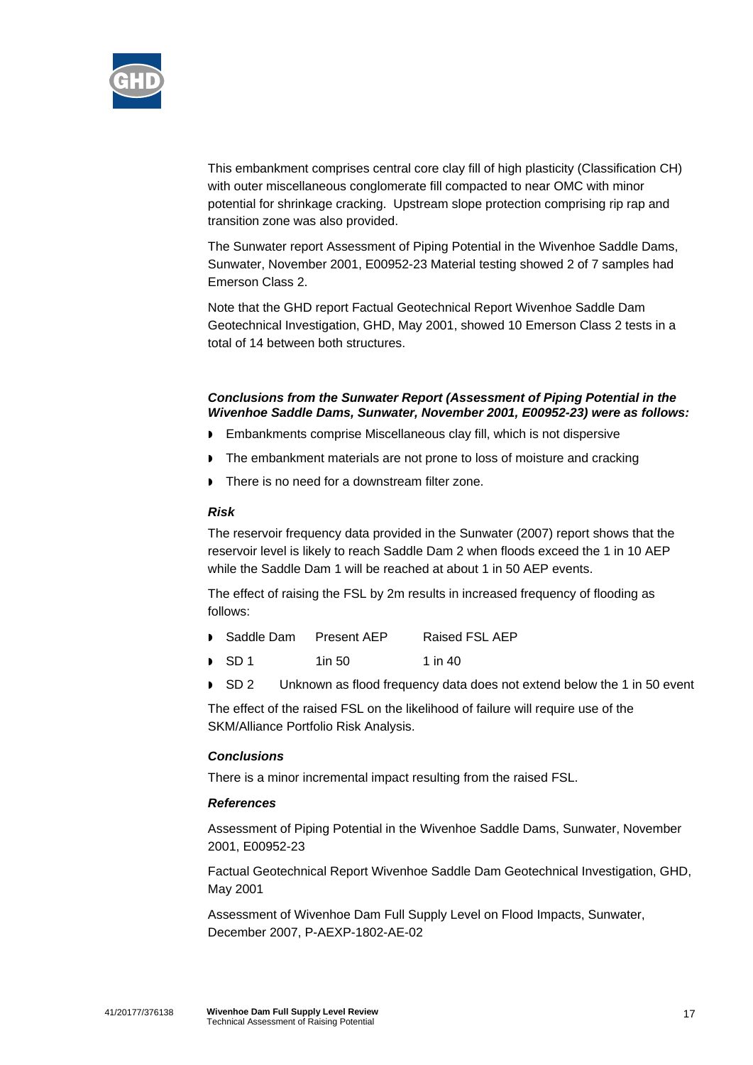This embankment comprises central core clay fill of high plasticity (Classification CH) with outer miscellaneous conglomerate fill compacted to near OMC with minor potential for shrinkage cracking. Upstream slope protection comprising rip rap and transition zone was also provided.

The Sunwater report Assessment of Piping Potential in the Wivenhoe Saddle Dams, Sunwater, November 2001, E00952-23 Material testing showed 2 of 7 samples had Emerson Class 2.

Note that the GHD report Factual Geotechnical Report Wivenhoe Saddle Dam Geotechnical Investigation, GHD, May 2001, showed 10 Emerson Class 2 tests in a total of 14 between both structures.

***Conclusions from the Sunwater Report (Assessment of Piping Potential in the Wivenhoe Saddle Dams, Sunwater, November 2001, E00952-23) were as follows:***

- Embankments comprise Miscellaneous clay fill, which is not dispersive
- The embankment materials are not prone to loss of moisture and cracking
- There is no need for a downstream filter zone.

***Risk***

The reservoir frequency data provided in the Sunwater (2007) report shows that the reservoir level is likely to reach Saddle Dam 2 when floods exceed the 1 in 10 AEP while the Saddle Dam 1 will be reached at about 1 in 50 AEP events.

The effect of raising the FSL by 2m results in increased frequency of flooding as follows:

- Saddle Dam Present AEP Raised FSL AEP
- SD 1 1in 50 1 in 40
- SD 2 Unknown as flood frequency data does not extend below the 1 in 50 event

The effect of the raised FSL on the likelihood of failure will require use of the SKM/Alliance Portfolio Risk Analysis.

***Conclusions***

There is a minor incremental impact resulting from the raised FSL.

***References***

Assessment of Piping Potential in the Wivenhoe Saddle Dams, Sunwater, November 2001, E00952-23

Factual Geotechnical Report Wivenhoe Saddle Dam Geotechnical Investigation, GHD, May 2001

Assessment of Wivenhoe Dam Full Supply Level on Flood Impacts, Sunwater, December 2007, P-AEXP-1802-AE-02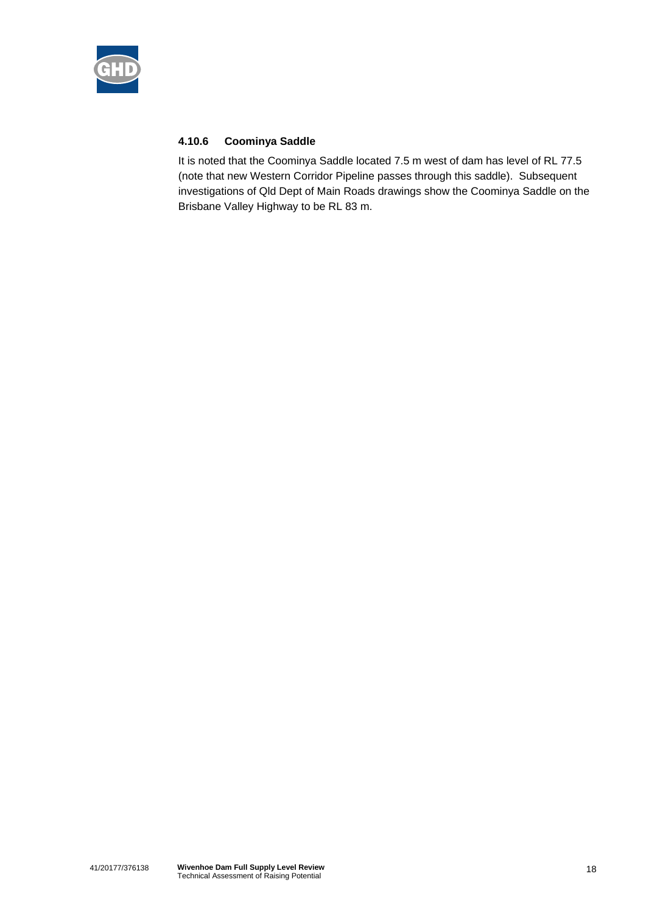#### 4.10.6 Coominya Saddle

It is noted that the Coominya Saddle located 7.5 m west of dam has level of RL 77.5 (note that new Western Corridor Pipeline passes through this saddle). Subsequent investigations of Qld Dept of Main Roads drawings show the Coominya Saddle on the Brisbane Valley Highway to be RL 83 m.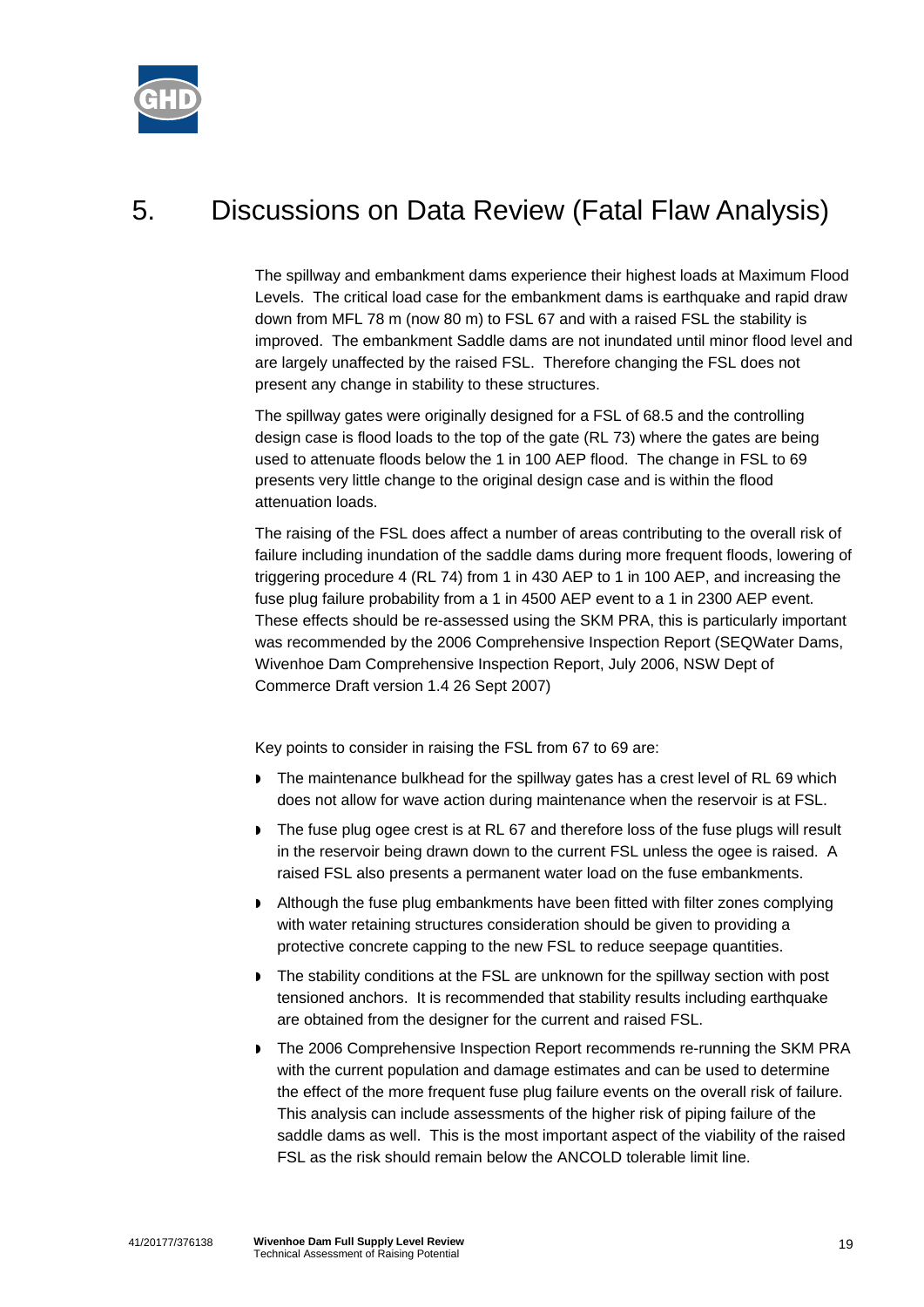# 5. Discussions on Data Review (Fatal Flaw Analysis)

The spillway and embankment dams experience their highest loads at Maximum Flood Levels. The critical load case for the embankment dams is earthquake and rapid draw down from MFL 78 m (now 80 m) to FSL 67 and with a raised FSL the stability is improved. The embankment Saddle dams are not inundated until minor flood level and are largely unaffected by the raised FSL. Therefore changing the FSL does not present any change in stability to these structures.

The spillway gates were originally designed for a FSL of 68.5 and the controlling design case is flood loads to the top of the gate (RL 73) where the gates are being used to attenuate floods below the 1 in 100 AEP flood. The change in FSL to 69 presents very little change to the original design case and is within the flood attenuation loads.

The raising of the FSL does affect a number of areas contributing to the overall risk of failure including inundation of the saddle dams during more frequent floods, lowering of triggering procedure 4 (RL 74) from 1 in 430 AEP to 1 in 100 AEP, and increasing the fuse plug failure probability from a 1 in 4500 AEP event to a 1 in 2300 AEP event. These effects should be re-assessed using the SKM PRA, this is particularly important was recommended by the 2006 Comprehensive Inspection Report (SEQWater Dams, Wivenhoe Dam Comprehensive Inspection Report, July 2006, NSW Dept of Commerce Draft version 1.4 26 Sept 2007)

Key points to consider in raising the FSL from 67 to 69 are:

- The maintenance bulkhead for the spillway gates has a crest level of RL 69 which does not allow for wave action during maintenance when the reservoir is at FSL.
- The fuse plug ogee crest is at RL 67 and therefore loss of the fuse plugs will result in the reservoir being drawn down to the current FSL unless the ogee is raised. A raised FSL also presents a permanent water load on the fuse embankments.
- Although the fuse plug embankments have been fitted with filter zones complying with water retaining structures consideration should be given to providing a protective concrete capping to the new FSL to reduce seepage quantities.
- The stability conditions at the FSL are unknown for the spillway section with post tensioned anchors. It is recommended that stability results including earthquake are obtained from the designer for the current and raised FSL.
- The 2006 Comprehensive Inspection Report recommends re-running the SKM PRA with the current population and damage estimates and can be used to determine the effect of the more frequent fuse plug failure events on the overall risk of failure. This analysis can include assessments of the higher risk of piping failure of the saddle dams as well. This is the most important aspect of the viability of the raised FSL as the risk should remain below the ANCOLD tolerable limit line.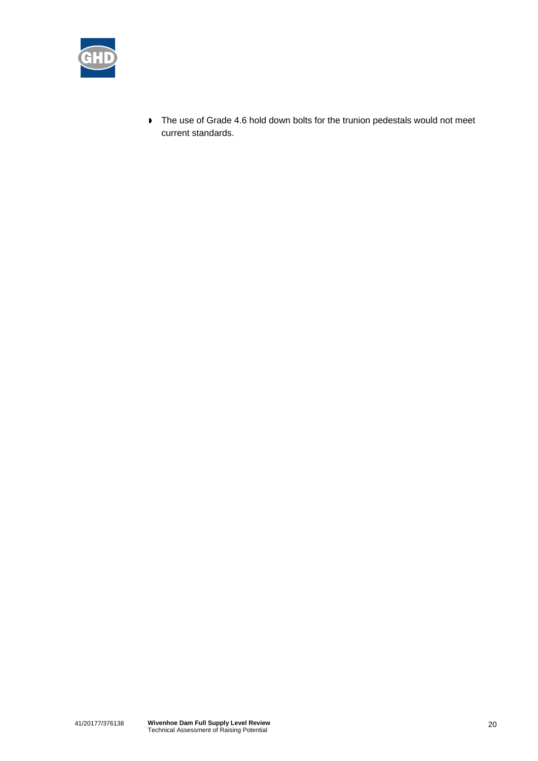- The use of Grade 4.6 hold down bolts for the trunion pedestals would not meet current standards.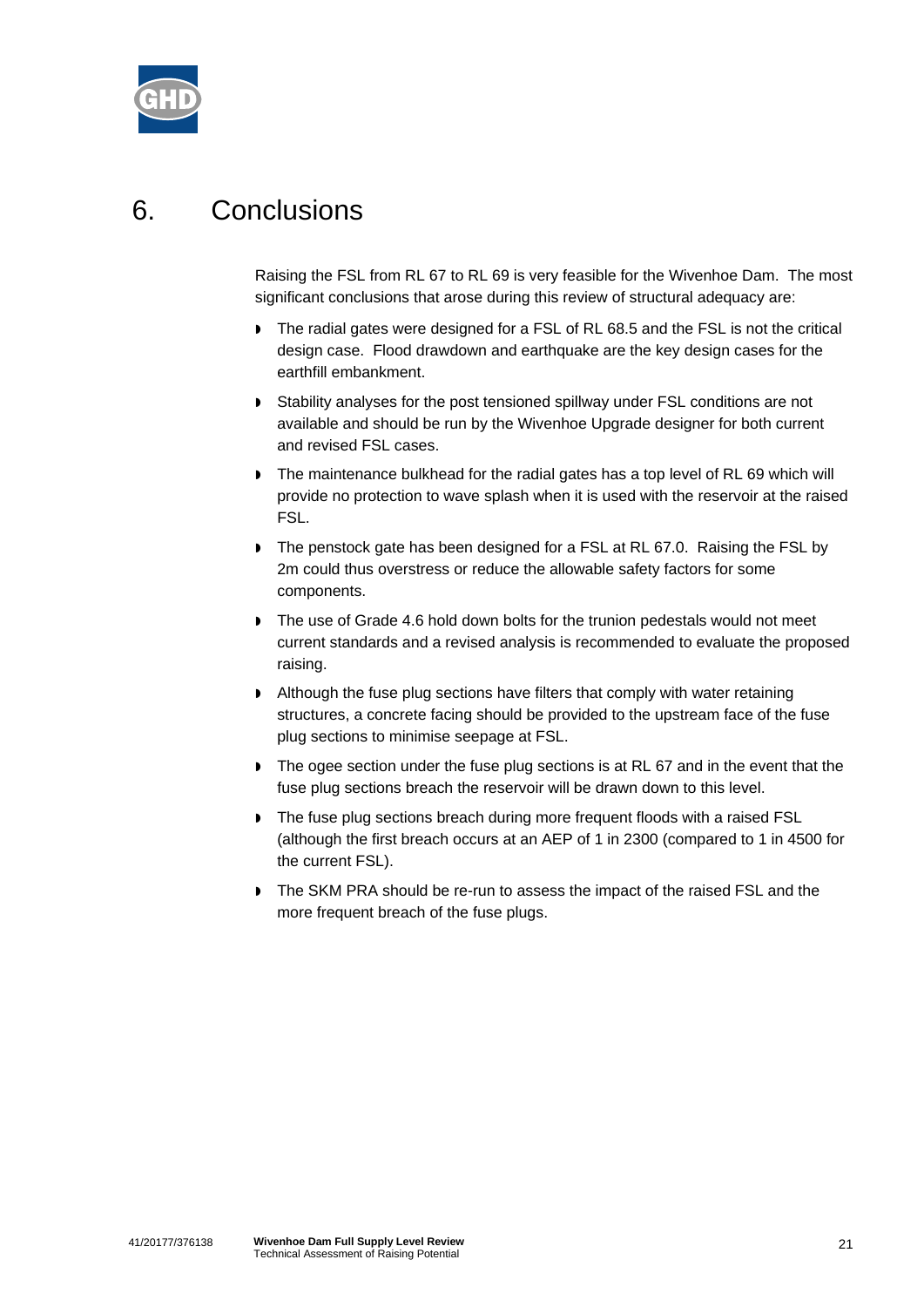# 6. Conclusions

Raising the FSL from RL 67 to RL 69 is very feasible for the Wivenhoe Dam. The most significant conclusions that arose during this review of structural adequacy are:

- The radial gates were designed for a FSL of RL 68.5 and the FSL is not the critical design case. Flood drawdown and earthquake are the key design cases for the earthfill embankment.
- Stability analyses for the post tensioned spillway under FSL conditions are not available and should be run by the Wivenhoe Upgrade designer for both current and revised FSL cases.
- The maintenance bulkhead for the radial gates has a top level of RL 69 which will provide no protection to wave splash when it is used with the reservoir at the raised FSL.
- The penstock gate has been designed for a FSL at RL 67.0. Raising the FSL by 2m could thus overstress or reduce the allowable safety factors for some components.
- The use of Grade 4.6 hold down bolts for the trunion pedestals would not meet current standards and a revised analysis is recommended to evaluate the proposed raising.
- Although the fuse plug sections have filters that comply with water retaining structures, a concrete facing should be provided to the upstream face of the fuse plug sections to minimise seepage at FSL.
- The ogee section under the fuse plug sections is at RL 67 and in the event that the fuse plug sections breach the reservoir will be drawn down to this level.
- The fuse plug sections breach during more frequent floods with a raised FSL (although the first breach occurs at an AEP of 1 in 2300 (compared to 1 in 4500 for the current FSL).
- The SKM PRA should be re-run to assess the impact of the raised FSL and the more frequent breach of the fuse plugs.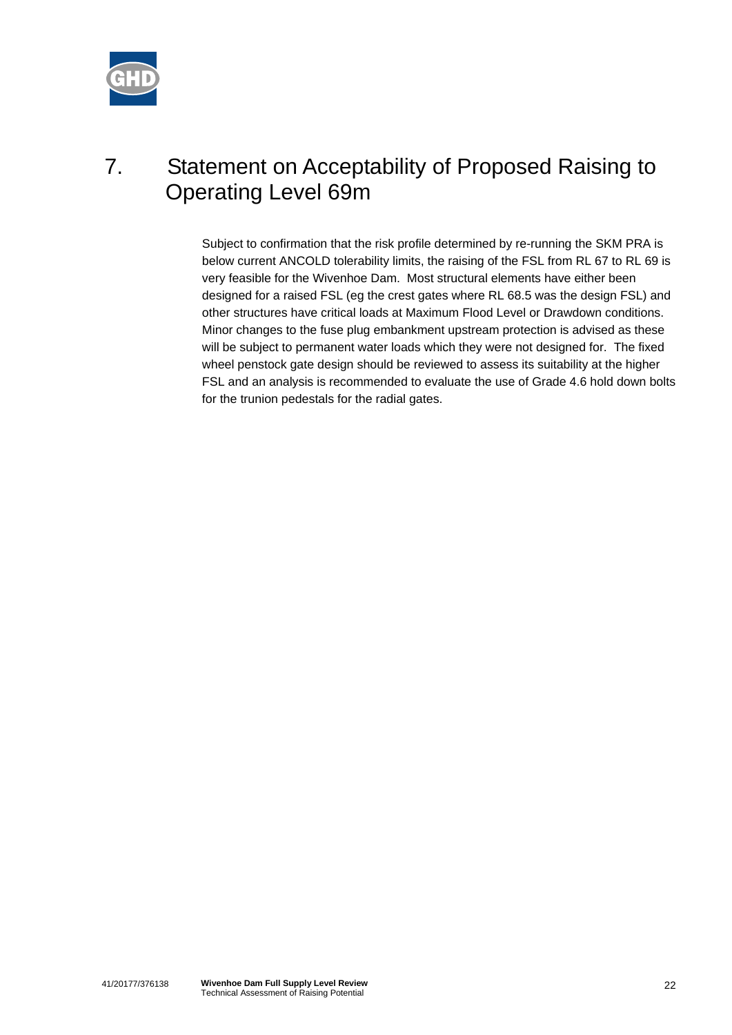# 7. Statement on Acceptability of Proposed Raising to Operating Level 69m

Subject to confirmation that the risk profile determined by re-running the SKM PRA is below current ANCOLD tolerability limits, the raising of the FSL from RL 67 to RL 69 is very feasible for the Wivenhoe Dam. Most structural elements have either been designed for a raised FSL (eg the crest gates where RL 68.5 was the design FSL) and other structures have critical loads at Maximum Flood Level or Drawdown conditions. Minor changes to the fuse plug embankment upstream protection is advised as these will be subject to permanent water loads which they were not designed for. The fixed wheel penstock gate design should be reviewed to assess its suitability at the higher FSL and an analysis is recommended to evaluate the use of Grade 4.6 hold down bolts for the trunion pedestals for the radial gates.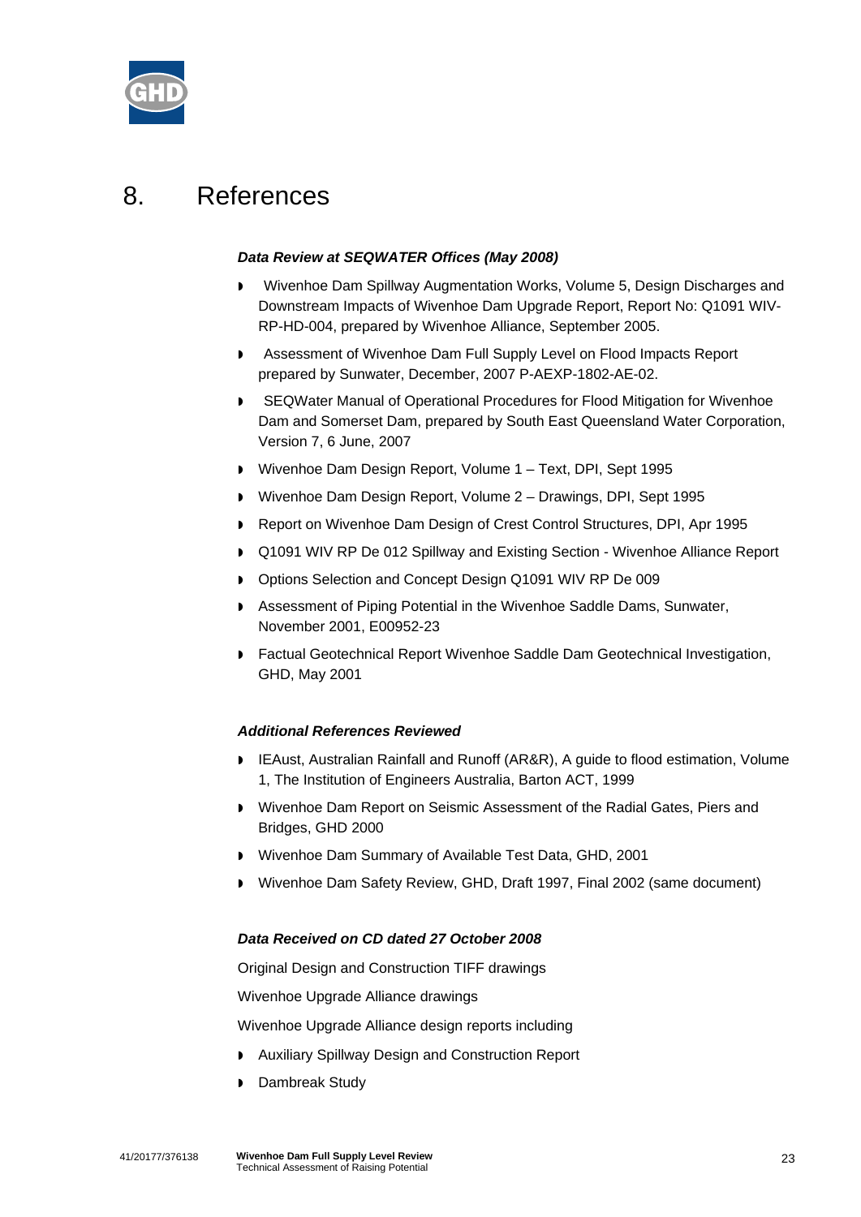# 8. References

***Data Review at SEQWATER Offices (May 2008)***

- Wivenhoe Dam Spillway Augmentation Works, Volume 5, Design Discharges and Downstream Impacts of Wivenhoe Dam Upgrade Report, Report No: Q1091 WIV-RP-HD-004, prepared by Wivenhoe Alliance, September 2005.
- Assessment of Wivenhoe Dam Full Supply Level on Flood Impacts Report prepared by Sunwater, December, 2007 P-AEXP-1802-AE-02.
- SEQWater Manual of Operational Procedures for Flood Mitigation for Wivenhoe Dam and Somerset Dam, prepared by South East Queensland Water Corporation, Version 7, 6 June, 2007
- Wivenhoe Dam Design Report, Volume 1 – Text, DPI, Sept 1995
- Wivenhoe Dam Design Report, Volume 2 – Drawings, DPI, Sept 1995
- Report on Wivenhoe Dam Design of Crest Control Structures, DPI, Apr 1995
- Q1091 WIV RP De 012 Spillway and Existing Section - Wivenhoe Alliance Report
- Options Selection and Concept Design Q1091 WIV RP De 009
- Assessment of Piping Potential in the Wivenhoe Saddle Dams, Sunwater, November 2001, E00952-23
- Factual Geotechnical Report Wivenhoe Saddle Dam Geotechnical Investigation, GHD, May 2001

***Additional References Reviewed***

- IEAust, Australian Rainfall and Runoff (AR&R), A guide to flood estimation, Volume 1, The Institution of Engineers Australia, Barton ACT, 1999
- Wivenhoe Dam Report on Seismic Assessment of the Radial Gates, Piers and Bridges, GHD 2000
- Wivenhoe Dam Summary of Available Test Data, GHD, 2001
- Wivenhoe Dam Safety Review, GHD, Draft 1997, Final 2002 (same document)

***Data Received on CD dated 27 October 2008***

Original Design and Construction TIFF drawings

Wivenhoe Upgrade Alliance drawings

Wivenhoe Upgrade Alliance design reports including

- Auxiliary Spillway Design and Construction Report
- Dambreak Study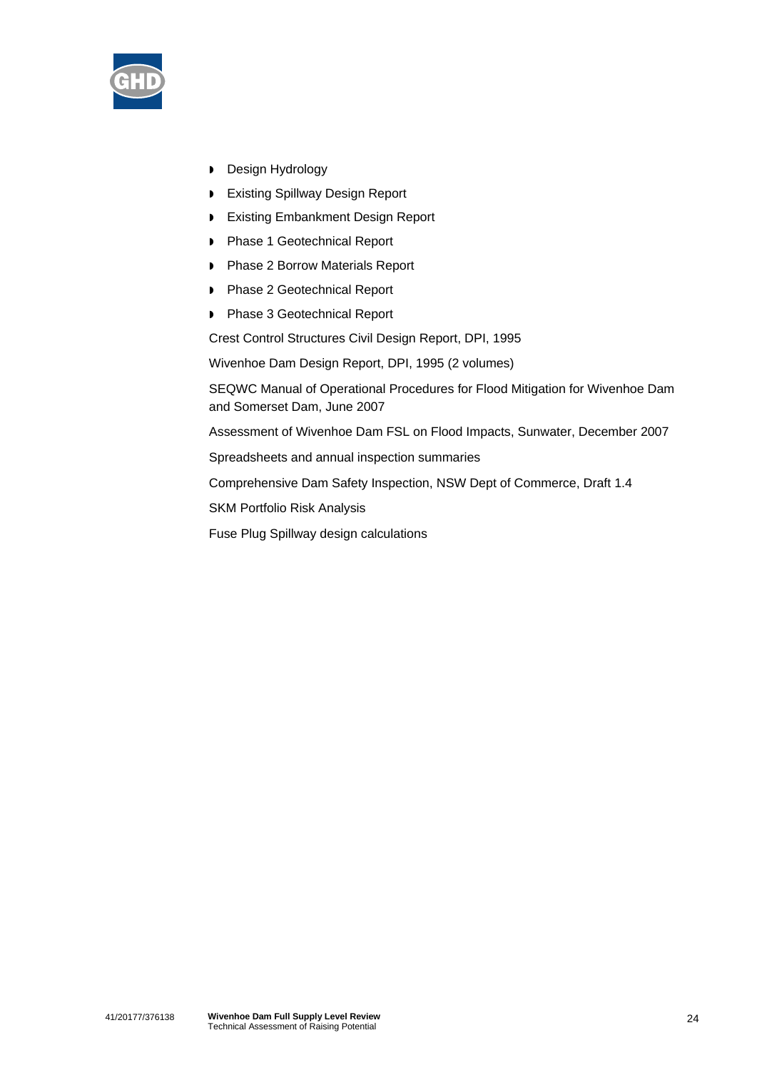- Design Hydrology
- Existing Spillway Design Report
- Existing Embankment Design Report
- Phase 1 Geotechnical Report
- Phase 2 Borrow Materials Report
- Phase 2 Geotechnical Report
- Phase 3 Geotechnical Report

Crest Control Structures Civil Design Report, DPI, 1995

Wivenhoe Dam Design Report, DPI, 1995 (2 volumes)

SEQWC Manual of Operational Procedures for Flood Mitigation for Wivenhoe Dam and Somerset Dam, June 2007

Assessment of Wivenhoe Dam FSL on Flood Impacts, Sunwater, December 2007

Spreadsheets and annual inspection summaries

Comprehensive Dam Safety Inspection, NSW Dept of Commerce, Draft 1.4

SKM Portfolio Risk Analysis

Fuse Plug Spillway design calculations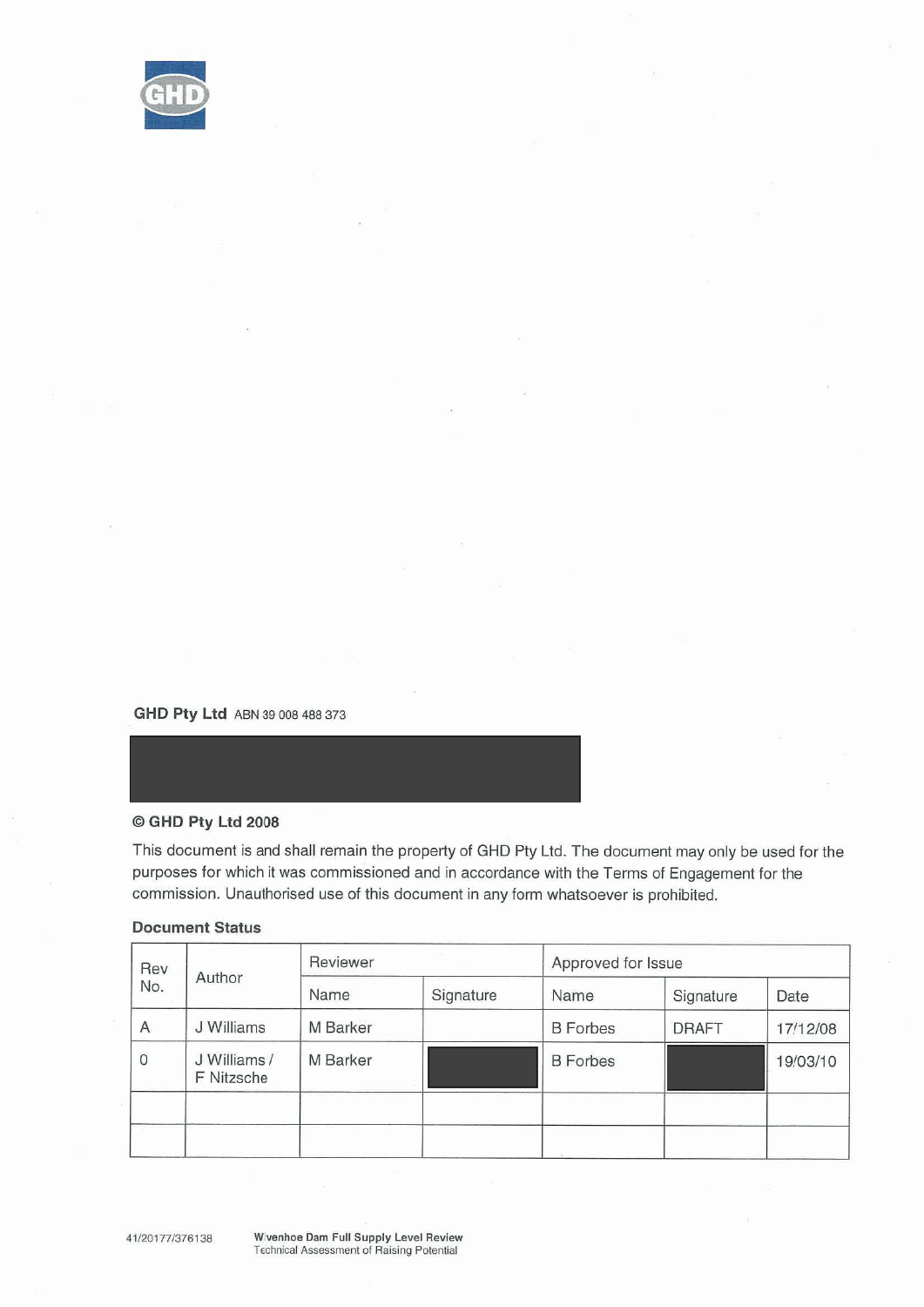GHD Pty Ltd ABN 39 008 488 373

**© GHD Pty Ltd 2008**

This document is and shall remain the property of GHD Pty Ltd. The document may only be used for the purposes for which it was commissioned and in accordance with the Terms of Engagement for the commission. Unauthorised use of this document in any form whatsoever is prohibited.

**Document Status**

| Rev No. | Author | Reviewer | | Approved for Issue | | |
|---|---|---|---|---|---|---|
| | | Name | Signature | Name | Signature | Date |
| A | J Williams | M Barker | | B Forbes | DRAFT | 17/12/08 |
| 0 | J Williams / F Nitzsche | M Barker | | B Forbes | | 19/03/10 |
| | | | | | | |
| | | | | | | |